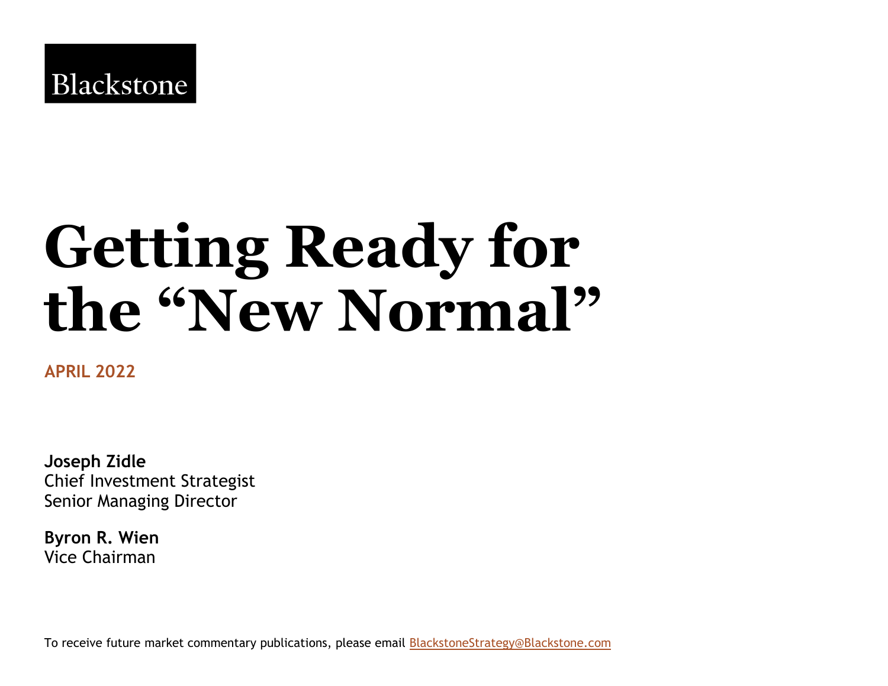Blackstone

# Getting Ready for the "New Normal"

APRIL 2022

**Joseph Zidle**
Chief Investment Strategist
Senior Managing Director

**Byron R. Wien**
Vice Chairman

To receive future market commentary publications, please email BlackstoneStrategy@Blackstone.com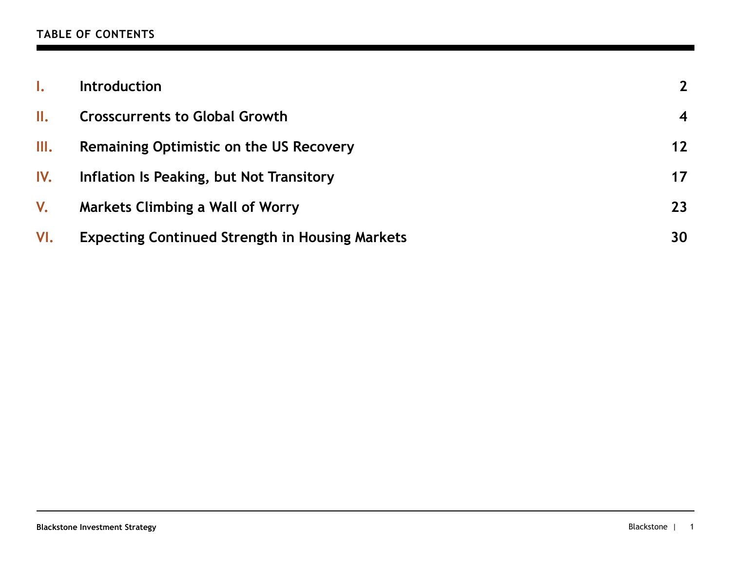## TABLE OF CONTENTS

| | | |
|---|---|---|
| I. | Introduction | 2 |
| II. | Crosscurrents to Global Growth | 4 |
| III. | Remaining Optimistic on the US Recovery | 12 |
| IV. | Inflation Is Peaking, but Not Transitory | 17 |
| V. | Markets Climbing a Wall of Worry | 23 |
| VI. | Expecting Continued Strength in Housing Markets | 30 |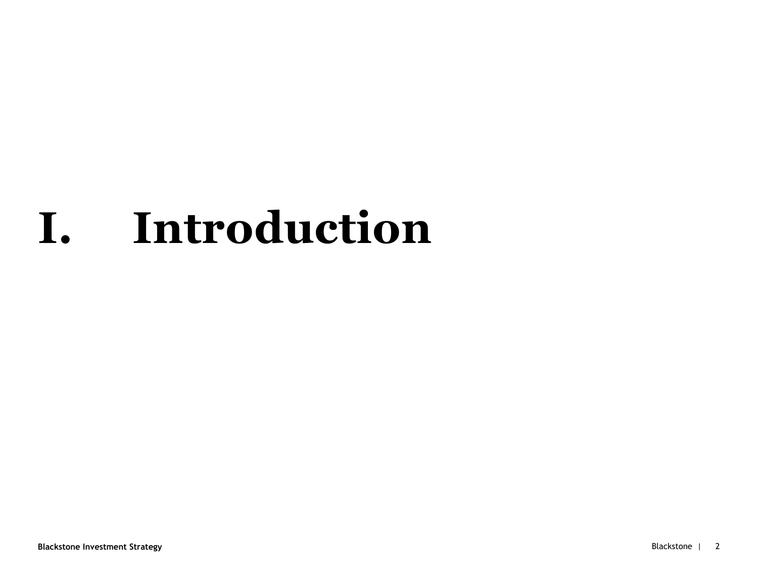# I. Introduction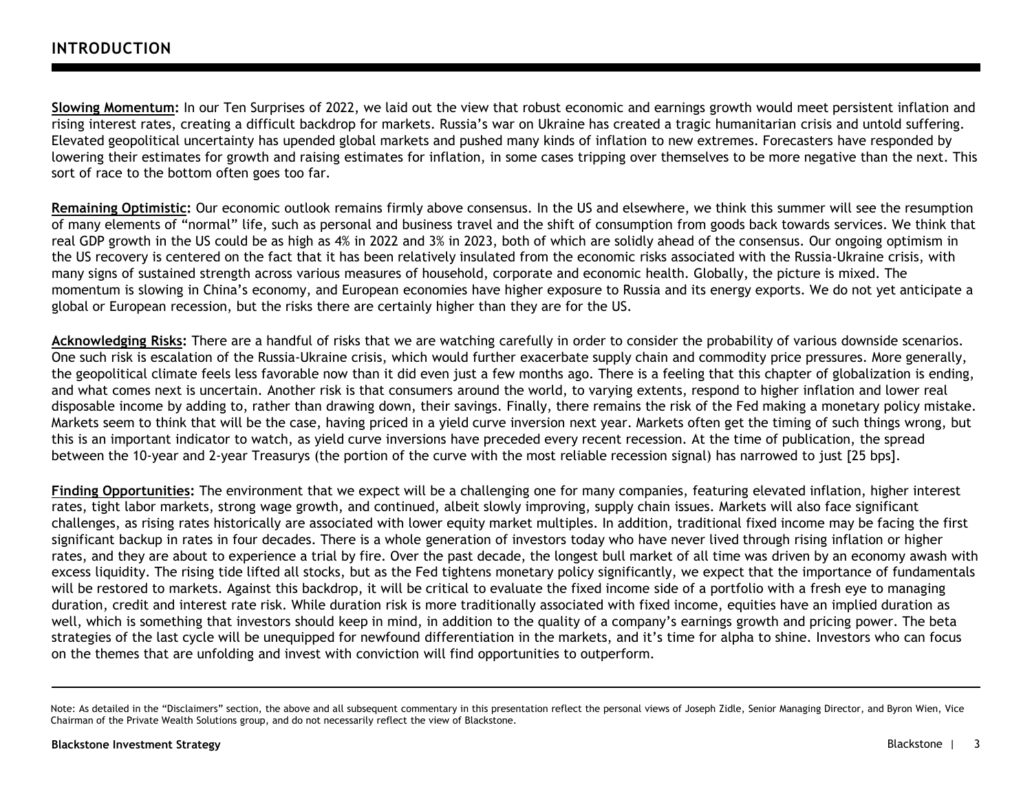# INTRODUCTION

**Slowing Momentum:** In our Ten Surprises of 2022, we laid out the view that robust economic and earnings growth would meet persistent inflation and rising interest rates, creating a difficult backdrop for markets. Russia's war on Ukraine has created a tragic humanitarian crisis and untold suffering. Elevated geopolitical uncertainty has upended global markets and pushed many kinds of inflation to new extremes. Forecasters have responded by lowering their estimates for growth and raising estimates for inflation, in some cases tripping over themselves to be more negative than the next. This sort of race to the bottom often goes too far.

**Remaining Optimistic:** Our economic outlook remains firmly above consensus. In the US and elsewhere, we think this summer will see the resumption of many elements of "normal" life, such as personal and business travel and the shift of consumption from goods back towards services. We think that real GDP growth in the US could be as high as 4% in 2022 and 3% in 2023, both of which are solidly ahead of the consensus. Our ongoing optimism in the US recovery is centered on the fact that it has been relatively insulated from the economic risks associated with the Russia-Ukraine crisis, with many signs of sustained strength across various measures of household, corporate and economic health. Globally, the picture is mixed. The momentum is slowing in China's economy, and European economies have higher exposure to Russia and its energy exports. We do not yet anticipate a global or European recession, but the risks there are certainly higher than they are for the US.

**Acknowledging Risks:** There are a handful of risks that we are watching carefully in order to consider the probability of various downside scenarios. One such risk is escalation of the Russia-Ukraine crisis, which would further exacerbate supply chain and commodity price pressures. More generally, the geopolitical climate feels less favorable now than it did even just a few months ago. There is a feeling that this chapter of globalization is ending, and what comes next is uncertain. Another risk is that consumers around the world, to varying extents, respond to higher inflation and lower real disposable income by adding to, rather than drawing down, their savings. Finally, there remains the risk of the Fed making a monetary policy mistake. Markets seem to think that will be the case, having priced in a yield curve inversion next year. Markets often get the timing of such things wrong, but this is an important indicator to watch, as yield curve inversions have preceded every recent recession. At the time of publication, the spread between the 10-year and 2-year Treasurys (the portion of the curve with the most reliable recession signal) has narrowed to just [25 bps].

**Finding Opportunities:** The environment that we expect will be a challenging one for many companies, featuring elevated inflation, higher interest rates, tight labor markets, strong wage growth, and continued, albeit slowly improving, supply chain issues. Markets will also face significant challenges, as rising rates historically are associated with lower equity market multiples. In addition, traditional fixed income may be facing the first significant backup in rates in four decades. There is a whole generation of investors today who have never lived through rising inflation or higher rates, and they are about to experience a trial by fire. Over the past decade, the longest bull market of all time was driven by an economy awash with excess liquidity. The rising tide lifted all stocks, but as the Fed tightens monetary policy significantly, we expect that the importance of fundamentals will be restored to markets. Against this backdrop, it will be critical to evaluate the fixed income side of a portfolio with a fresh eye to managing duration, credit and interest rate risk. While duration risk is more traditionally associated with fixed income, equities have an implied duration as well, which is something that investors should keep in mind, in addition to the quality of a company's earnings growth and pricing power. The beta strategies of the last cycle will be unequipped for newfound differentiation in the markets, and it's time for alpha to shine. Investors who can focus on the themes that are unfolding and invest with conviction will find opportunities to outperform.

Note: As detailed in the "Disclaimers" section, the above and all subsequent commentary in this presentation reflect the personal views of Joseph Zidle, Senior Managing Director, and Byron Wien, Vice Chairman of the Private Wealth Solutions group, and do not necessarily reflect the view of Blackstone.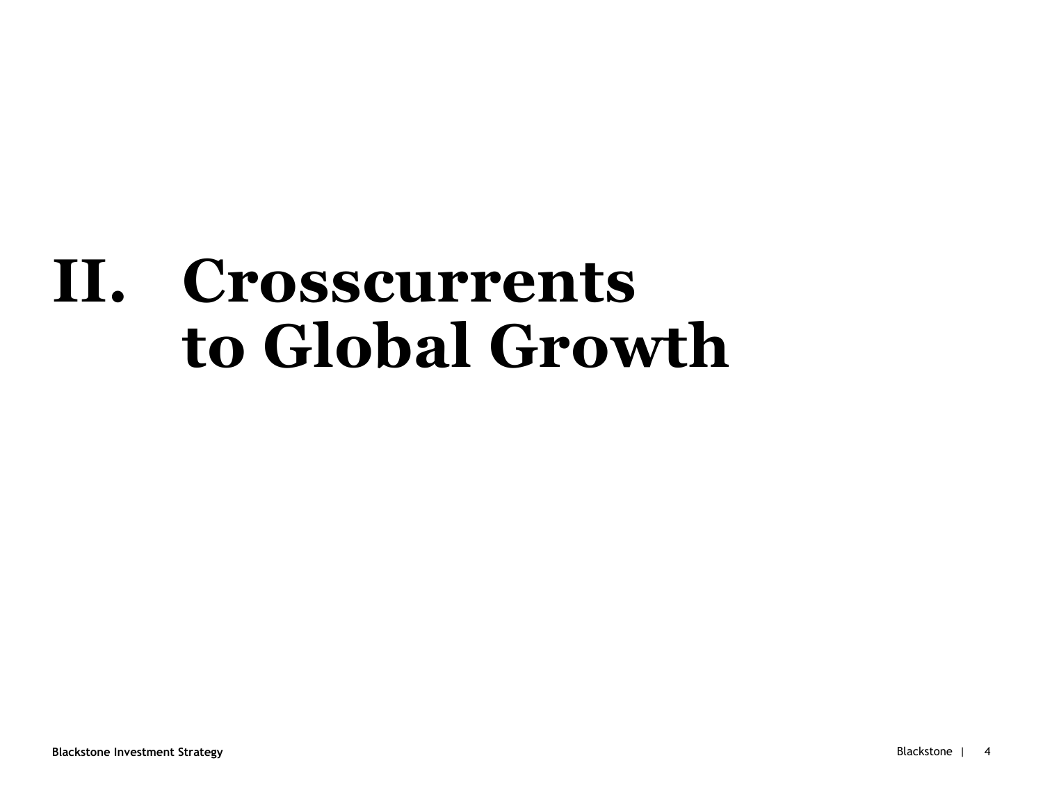# II. Crosscurrents to Global Growth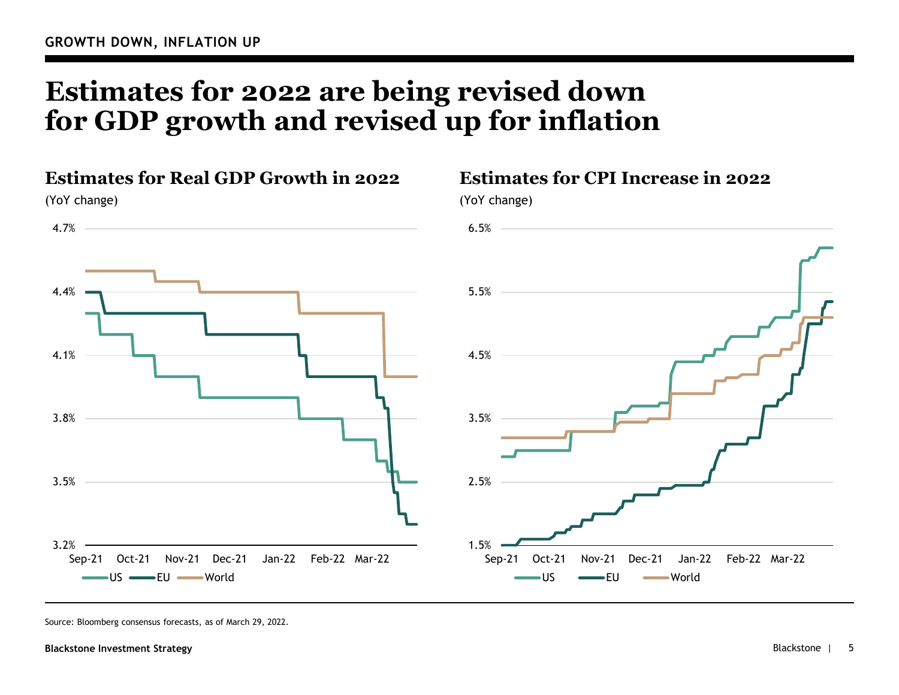GROWTH DOWN, INFLATION UP

# Estimates for 2022 are being revised down for GDP growth and revised up for inflation

## Estimates for Real GDP Growth in 2022

(YoY change)

4.7%
4.4%
4.1%
3.8%
3.5%
3.2%

Sep-21 Oct-21 Nov-21 Dec-21 Jan-22 Feb-22 Mar-22

US EU World

## Estimates for CPI Increase in 2022

(YoY change)

6.5%
5.5%
4.5%
3.5%
2.5%
1.5%

Sep-21 Oct-21 Nov-21 Dec-21 Jan-22 Feb-22 Mar-22

US EU World

Source: Bloomberg consensus forecasts, as of March 29, 2022.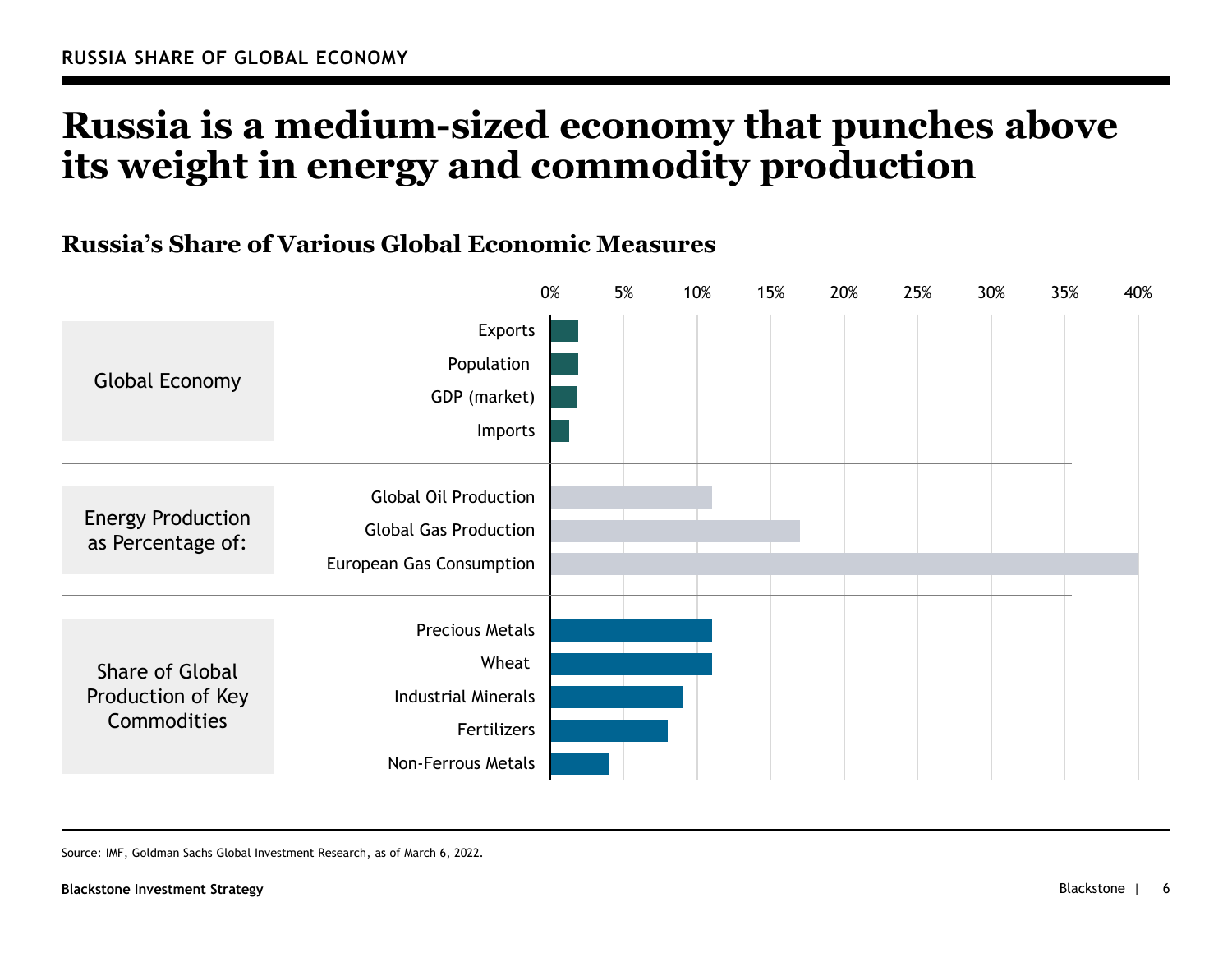RUSSIA SHARE OF GLOBAL ECONOMY

# Russia is a medium-sized economy that punches above its weight in energy and commodity production

## Russia's Share of Various Global Economic Measures

| Category | Measure | Share |
|---|---|---|
| Global Economy | Exports | ~2% |
| | Population | ~2% |
| | GDP (market) | ~2% |
| | Imports | ~1% |
| Energy Production as Percentage of: | Global Oil Production | ~11% |
| | Global Gas Production | ~17% |
| | European Gas Consumption | ~40% |
| Share of Global Production of Key Commodities | Precious Metals | ~11% |
| | Wheat | ~11% |
| | Industrial Minerals | ~9% |
| | Fertilizers | ~8% |
| | Non-Ferrous Metals | ~4% |

Source: IMF, Goldman Sachs Global Investment Research, as of March 6, 2022.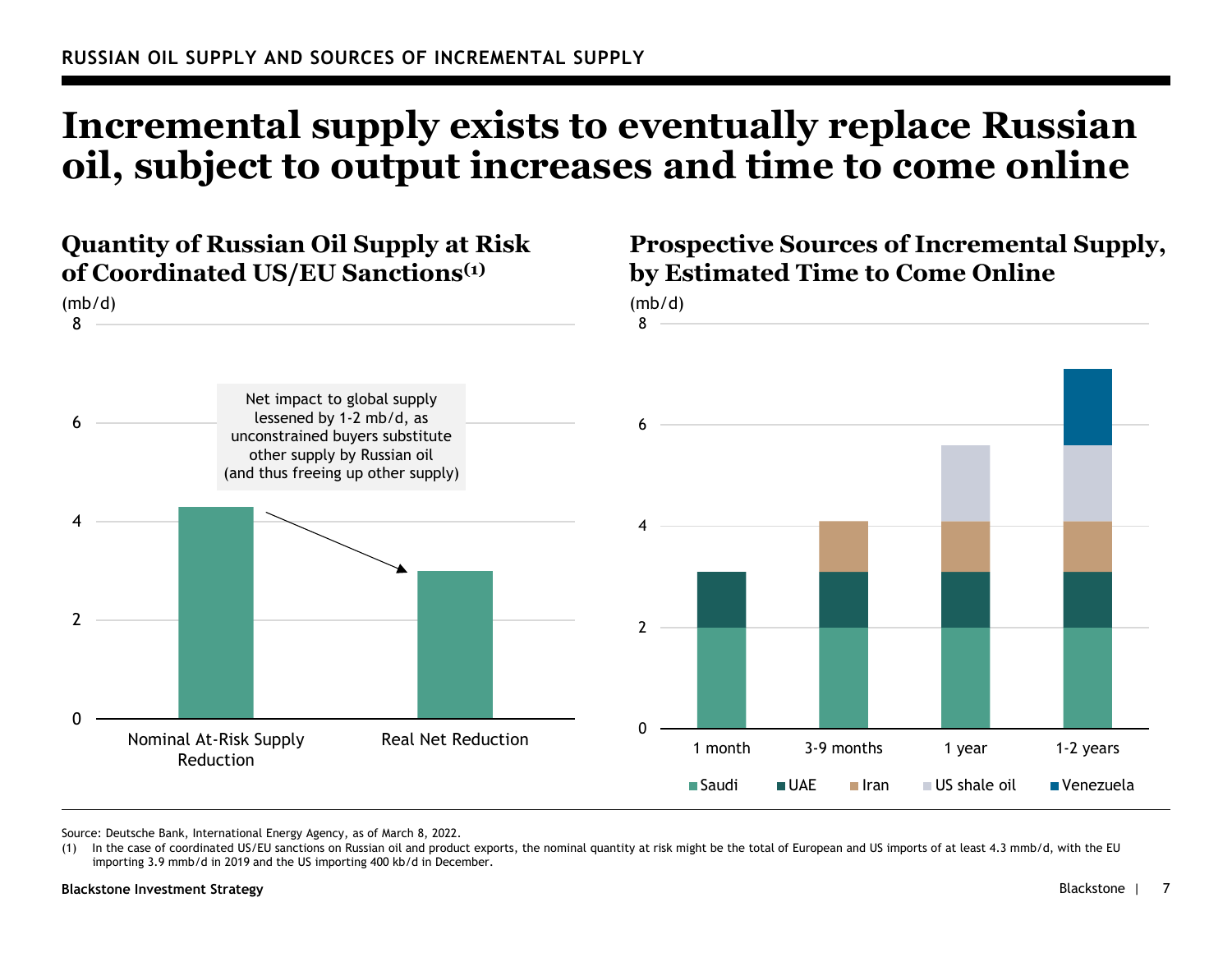RUSSIAN OIL SUPPLY AND SOURCES OF INCREMENTAL SUPPLY

# Incremental supply exists to eventually replace Russian oil, subject to output increases and time to come online

## Quantity of Russian Oil Supply at Risk of Coordinated US/EU Sanctions(1)

(mb/d)

| | Nominal At-Risk Supply Reduction | Real Net Reduction |
|---|---|---|
| mb/d | 4.3 | 3.0 |

Net impact to global supply lessened by 1-2 mb/d, as unconstrained buyers substitute other supply by Russian oil (and thus freeing up other supply)

## Prospective Sources of Incremental Supply, by Estimated Time to Come Online

(mb/d)

| | 1 month | 3-9 months | 1 year | 1-2 years |
|---|---|---|---|---|
| Saudi | 2.0 | 2.0 | 2.0 | 2.0 |
| UAE | 1.1 | 1.1 | 1.1 | 1.1 |
| Iran | | 1.0 | 1.0 | 1.0 |
| US shale oil | | | 1.5 | 1.5 |
| Venezuela | | | | 1.5 |

Source: Deutsche Bank, International Energy Agency, as of March 8, 2022.

(1) In the case of coordinated US/EU sanctions on Russian oil and product exports, the nominal quantity at risk might be the total of European and US imports of at least 4.3 mmb/d, with the EU importing 3.9 mmb/d in 2019 and the US importing 400 kb/d in December.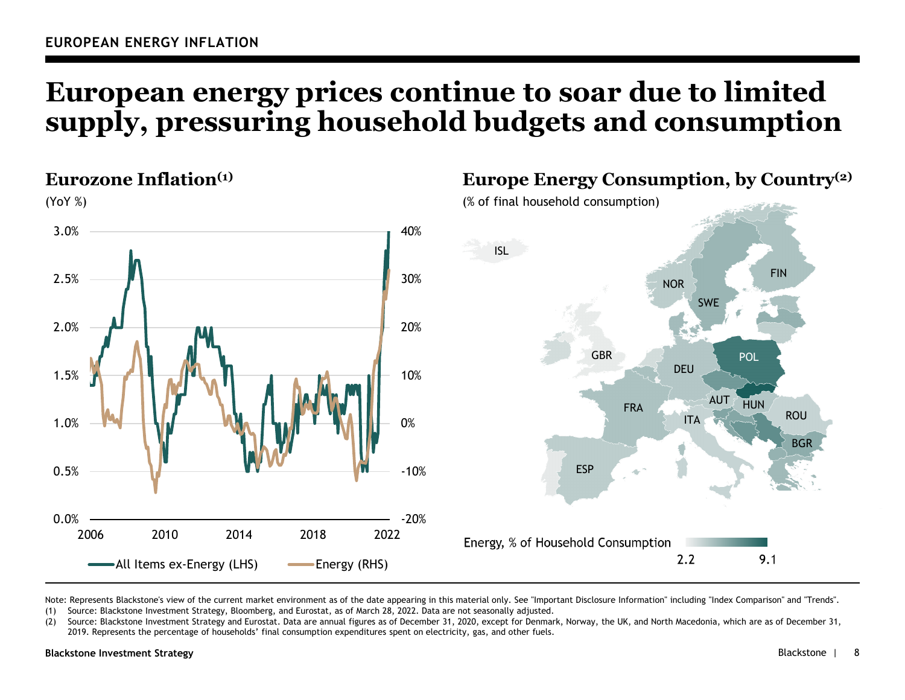EUROPEAN ENERGY INFLATION

# European energy prices continue to soar due to limited supply, pressuring household budgets and consumption

## Eurozone Inflation[1]

(YoY %)

3.0% | 2.5% | 2.0% | 1.5% | 1.0% | 0.5% | 0.0%

40% | 30% | 20% | 10% | 0% | -10% | -20%

2006 | 2010 | 2014 | 2018 | 2022

All Items ex-Energy (LHS) — Energy (RHS)

## Europe Energy Consumption, by Country[2]

(% of final household consumption)

ISL, NOR, SWE, FIN, GBR, DEU, POL, FRA, AUT, HUN, ROU, ITA, BGR, ESP

Energy, % of Household Consumption: 2.2 – 9.1

Note: Represents Blackstone's view of the current market environment as of the date appearing in this material only. See "Important Disclosure Information" including "Index Comparison" and "Trends".

(1) Source: Blackstone Investment Strategy, Bloomberg, and Eurostat, as of March 28, 2022. Data are not seasonally adjusted.

(2) Source: Blackstone Investment Strategy and Eurostat. Data are annual figures as of December 31, 2020, except for Denmark, Norway, the UK, and North Macedonia, which are as of December 31, 2019. Represents the percentage of households' final consumption expenditures spent on electricity, gas, and other fuels.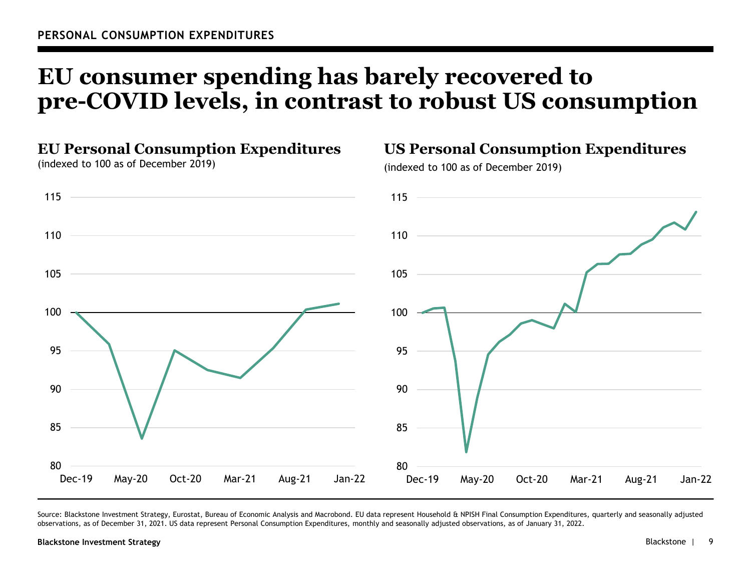PERSONAL CONSUMPTION EXPENDITURES

# EU consumer spending has barely recovered to pre-COVID levels, in contrast to robust US consumption

## EU Personal Consumption Expenditures

(indexed to 100 as of December 2019)

## US Personal Consumption Expenditures

(indexed to 100 as of December 2019)

Source: Blackstone Investment Strategy, Eurostat, Bureau of Economic Analysis and Macrobond. EU data represent Household & NPISH Final Consumption Expenditures, quarterly and seasonally adjusted observations, as of December 31, 2021. US data represent Personal Consumption Expenditures, monthly and seasonally adjusted observations, as of January 31, 2022.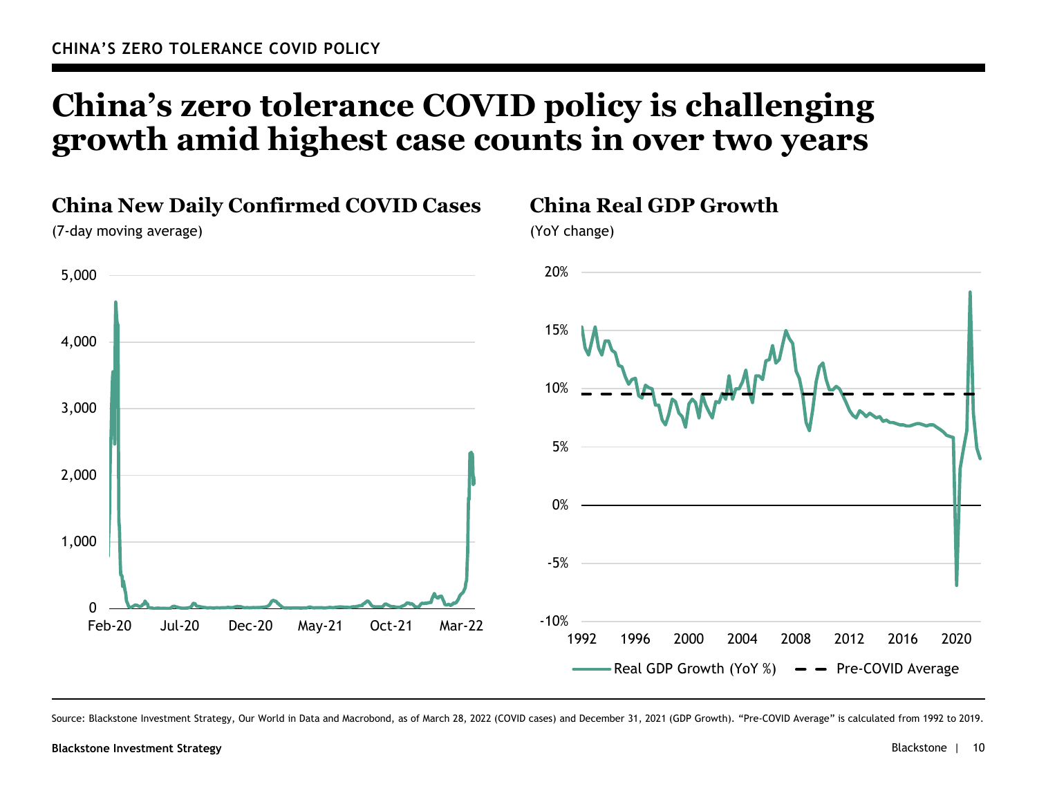CHINA'S ZERO TOLERANCE COVID POLICY

# China's zero tolerance COVID policy is challenging growth amid highest case counts in over two years

## China New Daily Confirmed COVID Cases

(7-day moving average)

5,000
4,000
3,000
2,000
1,000
0

Feb-20 Jul-20 Dec-20 May-21 Oct-21 Mar-22

## China Real GDP Growth

(YoY change)

20%
15%
10%
5%
0%
-5%
-10%

1992 1996 2000 2004 2008 2012 2016 2020

Real GDP Growth (YoY %) — Pre-COVID Average

Source: Blackstone Investment Strategy, Our World in Data and Macrobond, as of March 28, 2022 (COVID cases) and December 31, 2021 (GDP Growth). "Pre-COVID Average" is calculated from 1992 to 2019.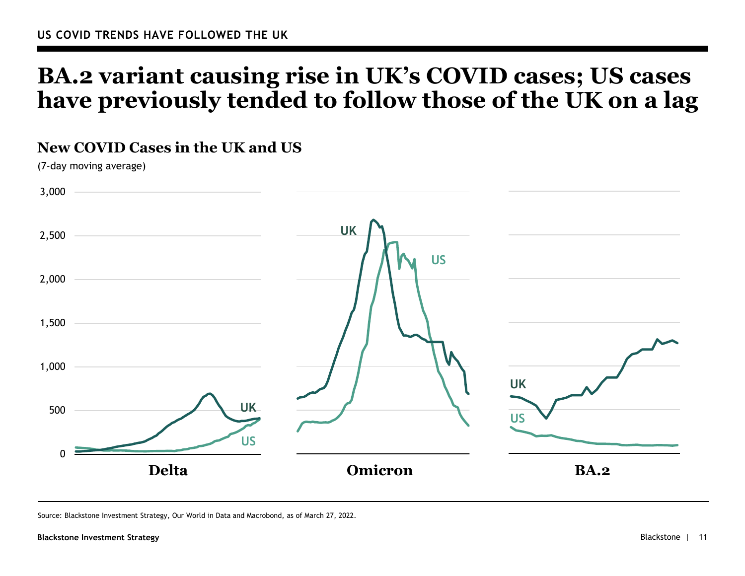US COVID TRENDS HAVE FOLLOWED THE UK

# BA.2 variant causing rise in UK's COVID cases; US cases have previously tended to follow those of the UK on a lag

## New COVID Cases in the UK and US

(7-day moving average)

3,000
2,500
2,000
1,500
1,000
500
0

UK
US

Delta

Omicron

BA.2

Source: Blackstone Investment Strategy, Our World in Data and Macrobond, as of March 27, 2022.

Blackstone Investment Strategy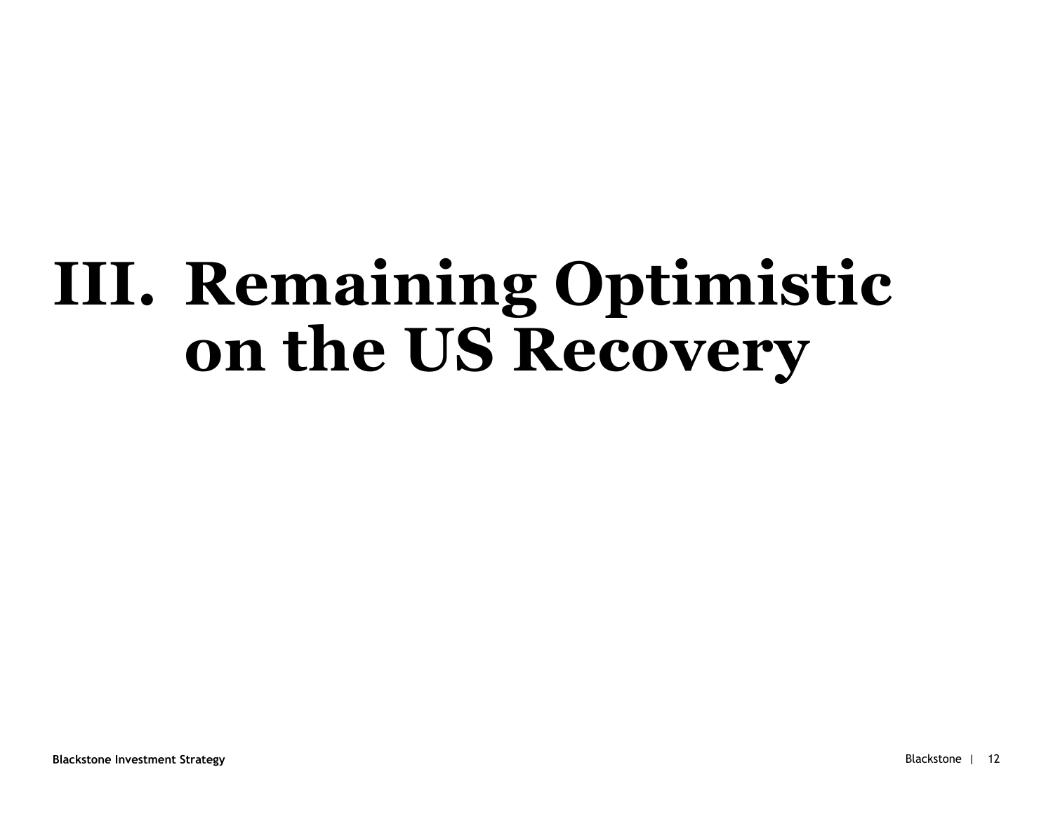# III. Remaining Optimistic on the US Recovery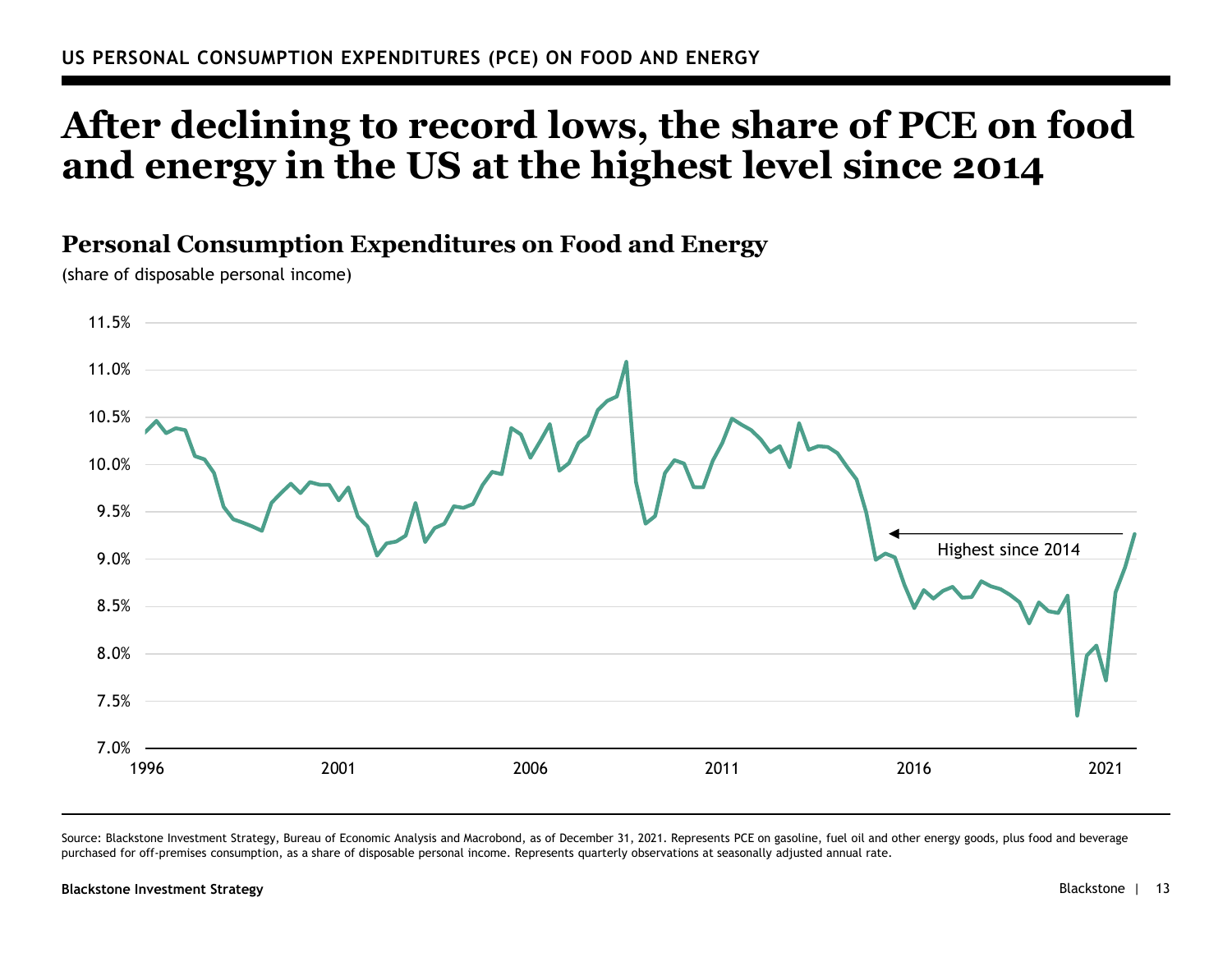US PERSONAL CONSUMPTION EXPENDITURES (PCE) ON FOOD AND ENERGY

# After declining to record lows, the share of PCE on food and energy in the US at the highest level since 2014

## Personal Consumption Expenditures on Food and Energy

(share of disposable personal income)

Highest since 2014

Source: Blackstone Investment Strategy, Bureau of Economic Analysis and Macrobond, as of December 31, 2021. Represents PCE on gasoline, fuel oil and other energy goods, plus food and beverage purchased for off-premises consumption, as a share of disposable personal income. Represents quarterly observations at seasonally adjusted annual rate.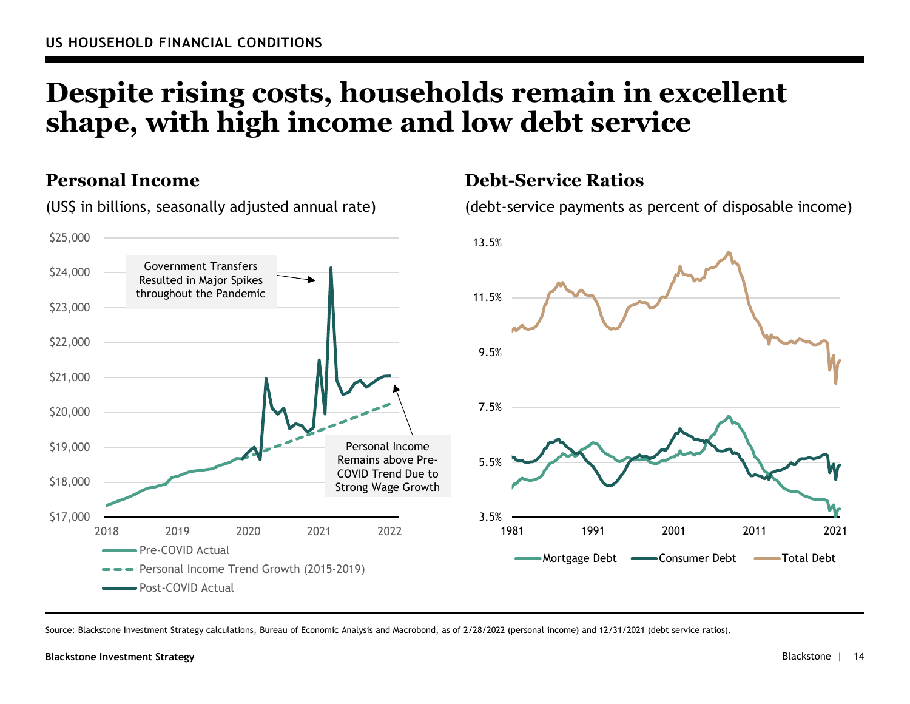US HOUSEHOLD FINANCIAL CONDITIONS

# Despite rising costs, households remain in excellent shape, with high income and low debt service

## Personal Income

(US$ in billions, seasonally adjusted annual rate)

Government Transfers Resulted in Major Spikes throughout the Pandemic

Personal Income Remains above Pre-COVID Trend Due to Strong Wage Growth

Pre-COVID Actual

Personal Income Trend Growth (2015-2019)

Post-COVID Actual

## Debt-Service Ratios

(debt-service payments as percent of disposable income)

Mortgage Debt

Consumer Debt

Total Debt

Source: Blackstone Investment Strategy calculations, Bureau of Economic Analysis and Macrobond, as of 2/28/2022 (personal income) and 12/31/2021 (debt service ratios).

Blackstone Investment Strategy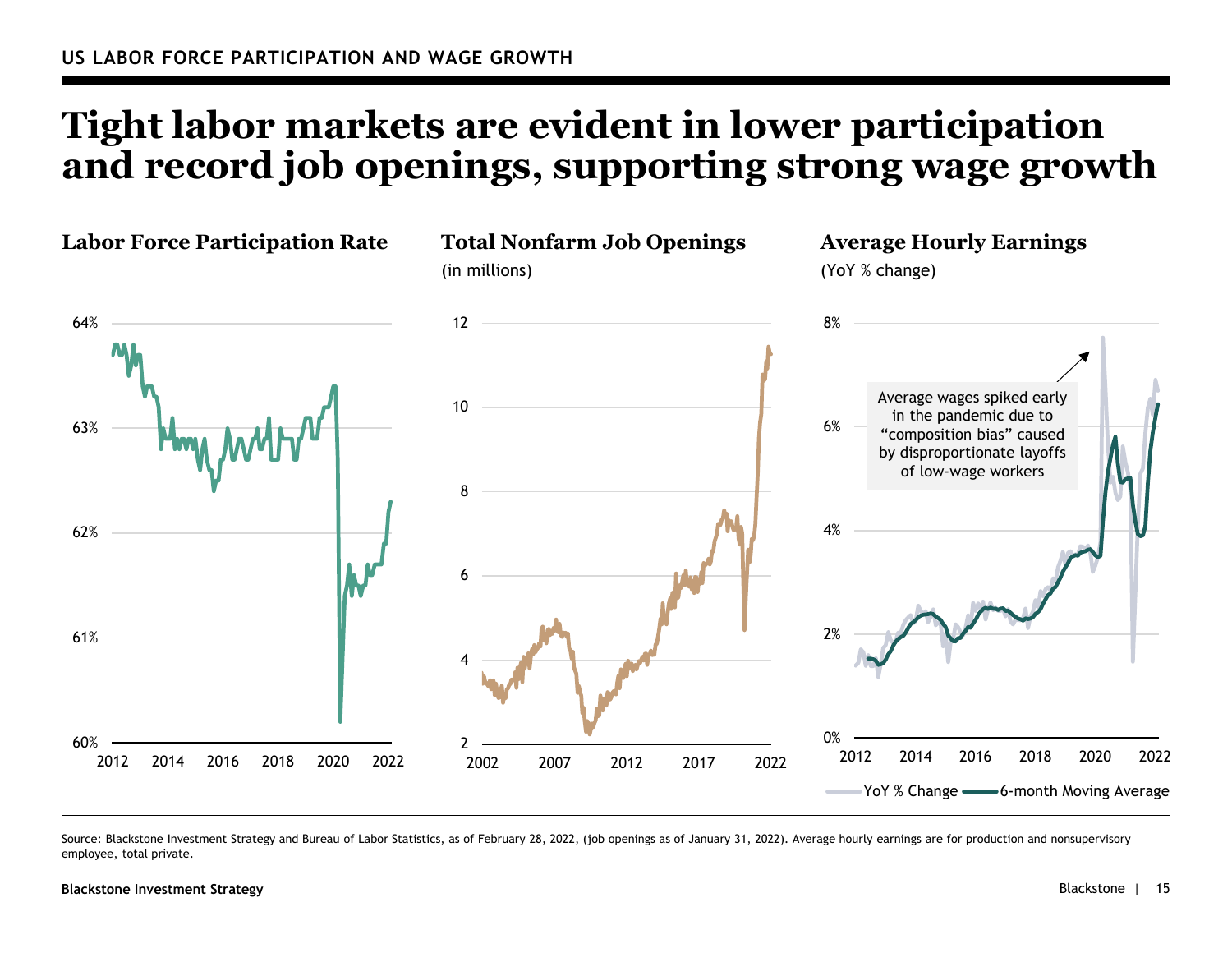US LABOR FORCE PARTICIPATION AND WAGE GROWTH

# Tight labor markets are evident in lower participation and record job openings, supporting strong wage growth

### Labor Force Participation Rate

64%
63%
62%
61%
60%
2012 2014 2016 2018 2020 2022

### Total Nonfarm Job Openings

(in millions)

12
10
8
6
4
2
2002 2007 2012 2017 2022

### Average Hourly Earnings

(YoY % change)

8%
6%
4%
2%
0%
2012 2014 2016 2018 2020 2022

Average wages spiked early in the pandemic due to "composition bias" caused by disproportionate layoffs of low-wage workers

YoY % Change — 6-month Moving Average

Source: Blackstone Investment Strategy and Bureau of Labor Statistics, as of February 28, 2022, (job openings as of January 31, 2022). Average hourly earnings are for production and nonsupervisory employee, total private.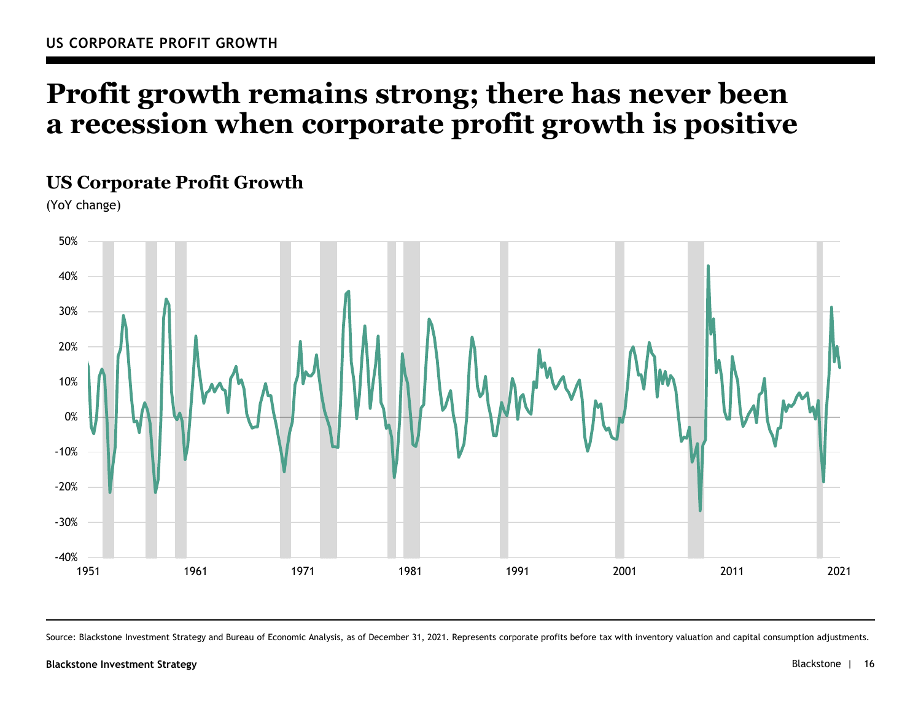US CORPORATE PROFIT GROWTH

# Profit growth remains strong; there has never been a recession when corporate profit growth is positive

## US Corporate Profit Growth

(YoY change)

Source: Blackstone Investment Strategy and Bureau of Economic Analysis, as of December 31, 2021. Represents corporate profits before tax with inventory valuation and capital consumption adjustments.

Blackstone Investment Strategy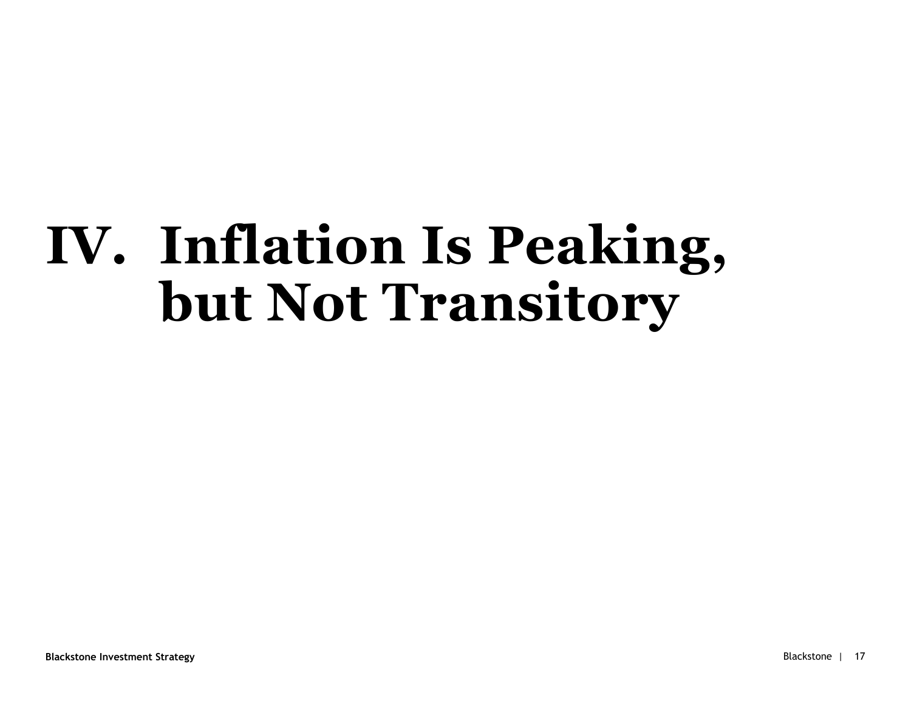# IV. Inflation Is Peaking, but Not Transitory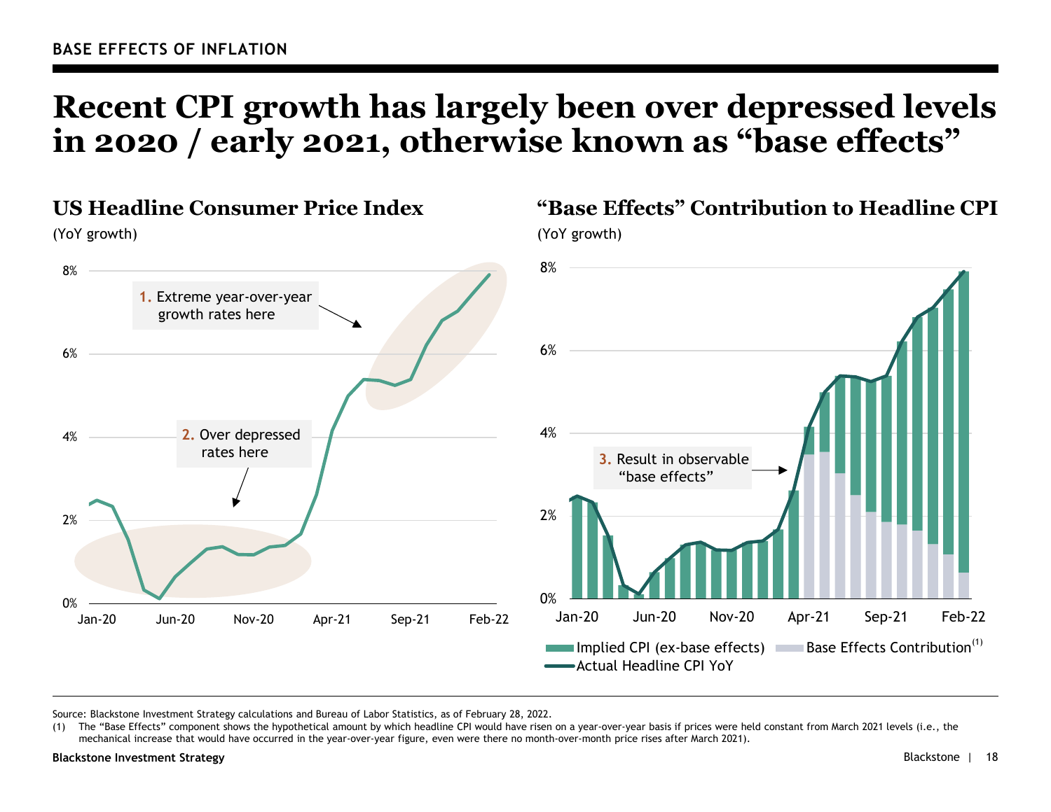BASE EFFECTS OF INFLATION

# Recent CPI growth has largely been over depressed levels in 2020 / early 2021, otherwise known as "base effects"

## US Headline Consumer Price Index

(YoY growth)

8%
6%
4%
2%
0%

Jan-20 Jun-20 Nov-20 Apr-21 Sep-21 Feb-22

1. Extreme year-over-year growth rates here

2. Over depressed rates here

## "Base Effects" Contribution to Headline CPI

(YoY growth)

8%
6%
4%
2%
0%

Jan-20 Jun-20 Nov-20 Apr-21 Sep-21 Feb-22

3. Result in observable "base effects"

Implied CPI (ex-base effects) | Base Effects Contribution(1) | Actual Headline CPI YoY

Source: Blackstone Investment Strategy calculations and Bureau of Labor Statistics, as of February 28, 2022.

(1) The "Base Effects" component shows the hypothetical amount by which headline CPI would have risen on a year-over-year basis if prices were held constant from March 2021 levels (i.e., the mechanical increase that would have occurred in the year-over-year figure, even were there no month-over-month price rises after March 2021).

Blackstone Investment Strategy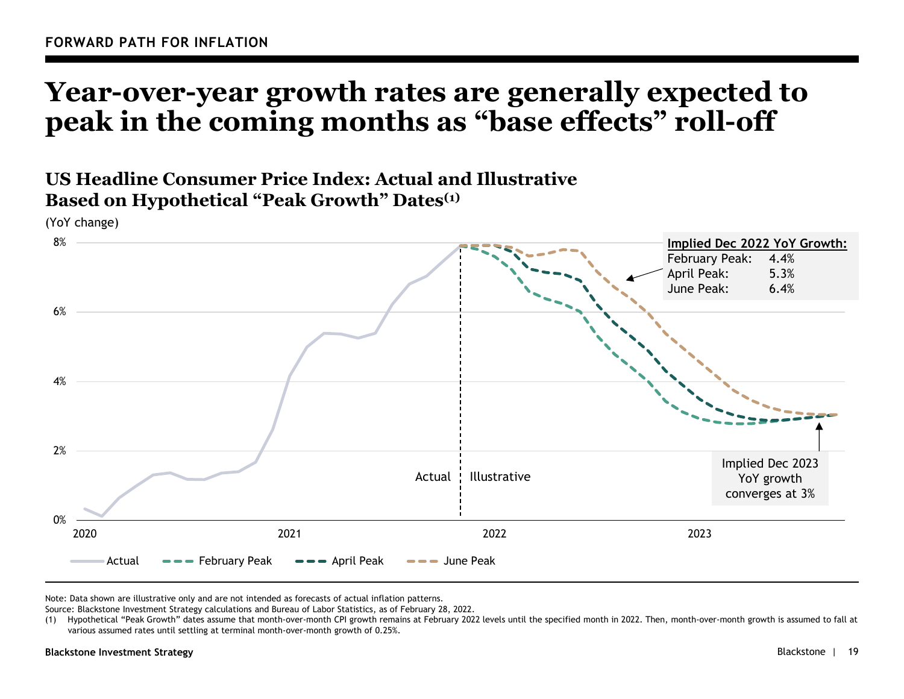FORWARD PATH FOR INFLATION

# Year-over-year growth rates are generally expected to peak in the coming months as “base effects” roll-off

## US Headline Consumer Price Index: Actual and Illustrative Based on Hypothetical “Peak Growth” Dates(1)

(YoY change)

**Implied Dec 2022 YoY Growth:**

| | |
|---|---|
| February Peak: | 4.4% |
| April Peak: | 5.3% |
| June Peak: | 6.4% |

Implied Dec 2023 YoY growth converges at 3%

Actual | Illustrative

Legend: Actual, February Peak, April Peak, June Peak

Note: Data shown are illustrative only and are not intended as forecasts of actual inflation patterns.
Source: Blackstone Investment Strategy calculations and Bureau of Labor Statistics, as of February 28, 2022.
(1) Hypothetical “Peak Growth” dates assume that month-over-month CPI growth remains at February 2022 levels until the specified month in 2022. Then, month-over-month growth is assumed to fall at various assumed rates until settling at terminal month-over-month growth of 0.25%.

Blackstone Investment Strategy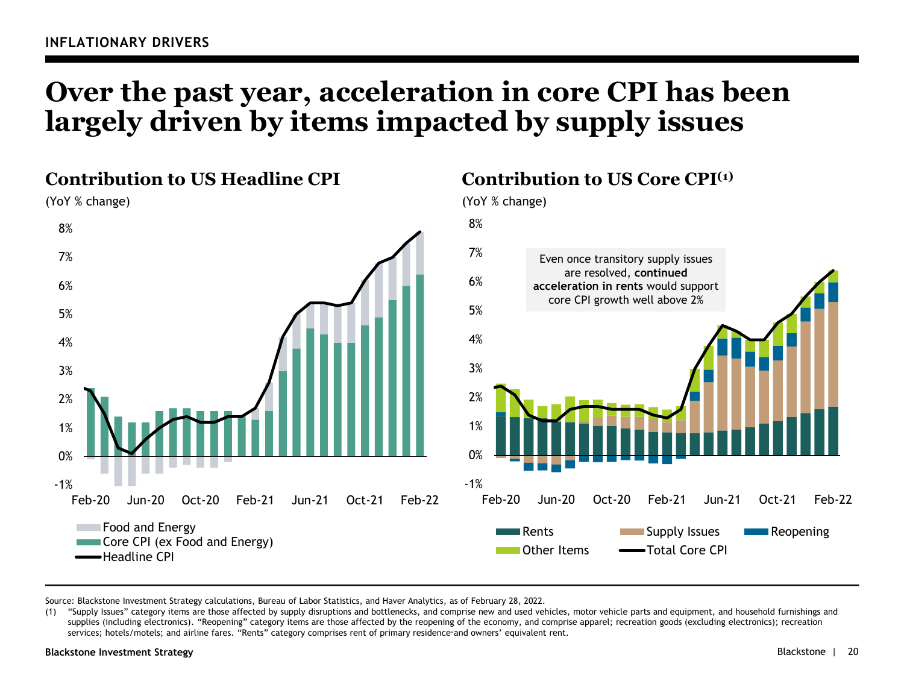INFLATIONARY DRIVERS

# Over the past year, acceleration in core CPI has been largely driven by items impacted by supply issues

## Contribution to US Headline CPI

(YoY % change)

8%
7%
6%
5%
4%
3%
2%
1%
0%
-1%

Feb-20 Jun-20 Oct-20 Feb-21 Jun-21 Oct-21 Feb-22

Food and Energy
Core CPI (ex Food and Energy)
Headline CPI

## Contribution to US Core CPI[(1)]

(YoY % change)

8%
7%
6%
5%
4%
3%
2%
1%
0%
-1%

Even once transitory supply issues are resolved, **continued acceleration in rents** would support core CPI growth well above 2%

Feb-20 Jun-20 Oct-20 Feb-21 Jun-21 Oct-21 Feb-22

Rents
Supply Issues
Reopening
Other Items
Total Core CPI

Source: Blackstone Investment Strategy calculations, Bureau of Labor Statistics, and Haver Analytics, as of February 28, 2022.

(1) "Supply Issues" category items are those affected by supply disruptions and bottlenecks, and comprise new and used vehicles, motor vehicle parts and equipment, and household furnishings and supplies (including electronics). "Reopening" category items are those affected by the reopening of the economy, and comprise apparel; recreation goods (excluding electronics); recreation services; hotels/motels; and airline fares. "Rents" category comprises rent of primary residence and owners' equivalent rent.

Blackstone Investment Strategy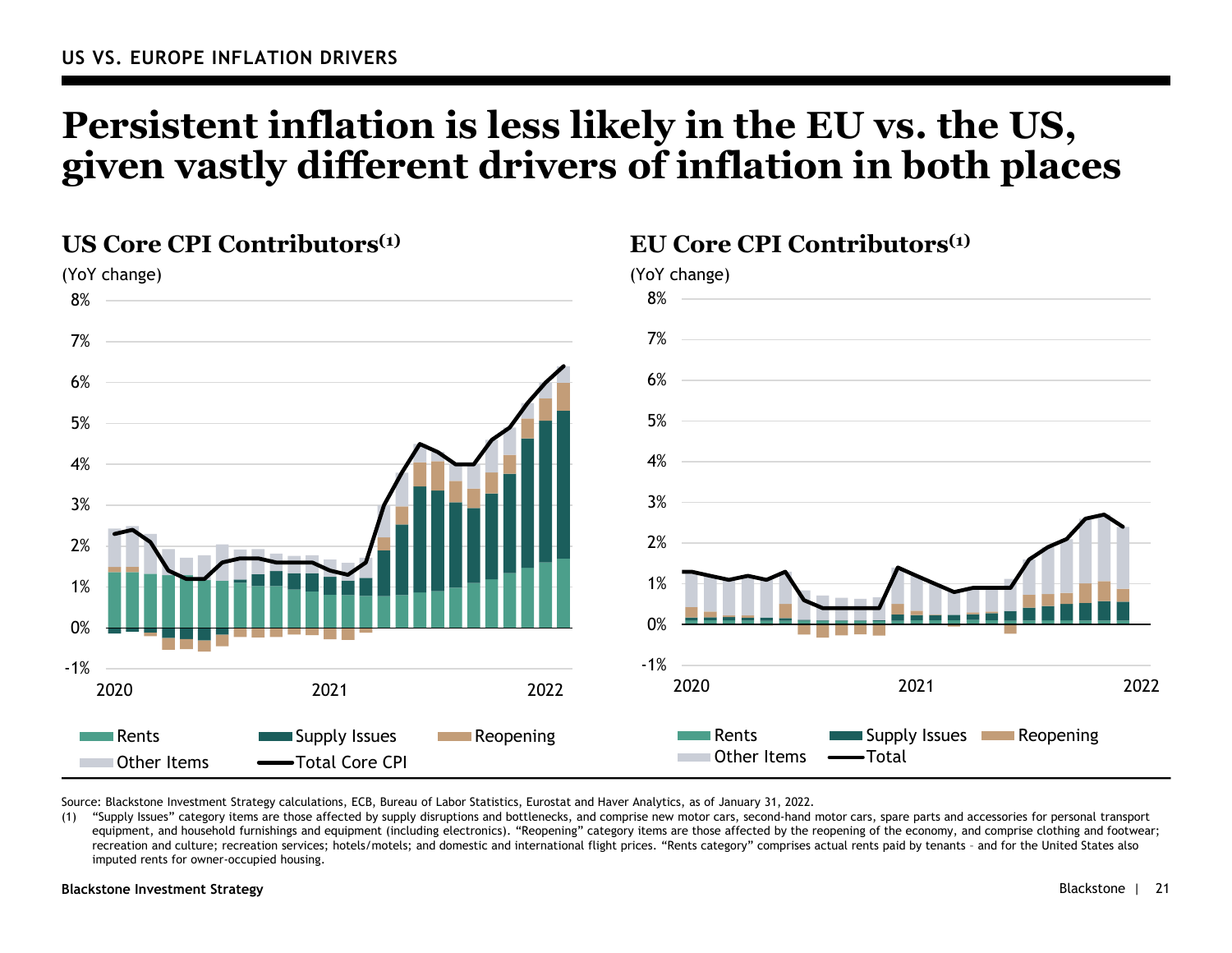US VS. EUROPE INFLATION DRIVERS

# Persistent inflation is less likely in the EU vs. the US, given vastly different drivers of inflation in both places

## US Core CPI Contributors[1]

(YoY change)

8%
7%
6%
5%
4%
3%
2%
1%
0%
-1%

2020 2021 2022

Rents | Supply Issues | Reopening | Other Items | Total Core CPI

## EU Core CPI Contributors[1]

(YoY change)

8%
7%
6%
5%
4%
3%
2%
1%
0%
-1%

2020 2021 2022

Rents | Supply Issues | Reopening | Other Items | Total

Source: Blackstone Investment Strategy calculations, ECB, Bureau of Labor Statistics, Eurostat and Haver Analytics, as of January 31, 2022.

(1) "Supply Issues" category items are those affected by supply disruptions and bottlenecks, and comprise new motor cars, second-hand motor cars, spare parts and accessories for personal transport equipment, and household furnishings and equipment (including electronics). "Reopening" category items are those affected by the reopening of the economy, and comprise clothing and footwear; recreation and culture; recreation services; hotels/motels; and domestic and international flight prices. "Rents category" comprises actual rents paid by tenants – and for the United States also imputed rents for owner-occupied housing.

Blackstone Investment Strategy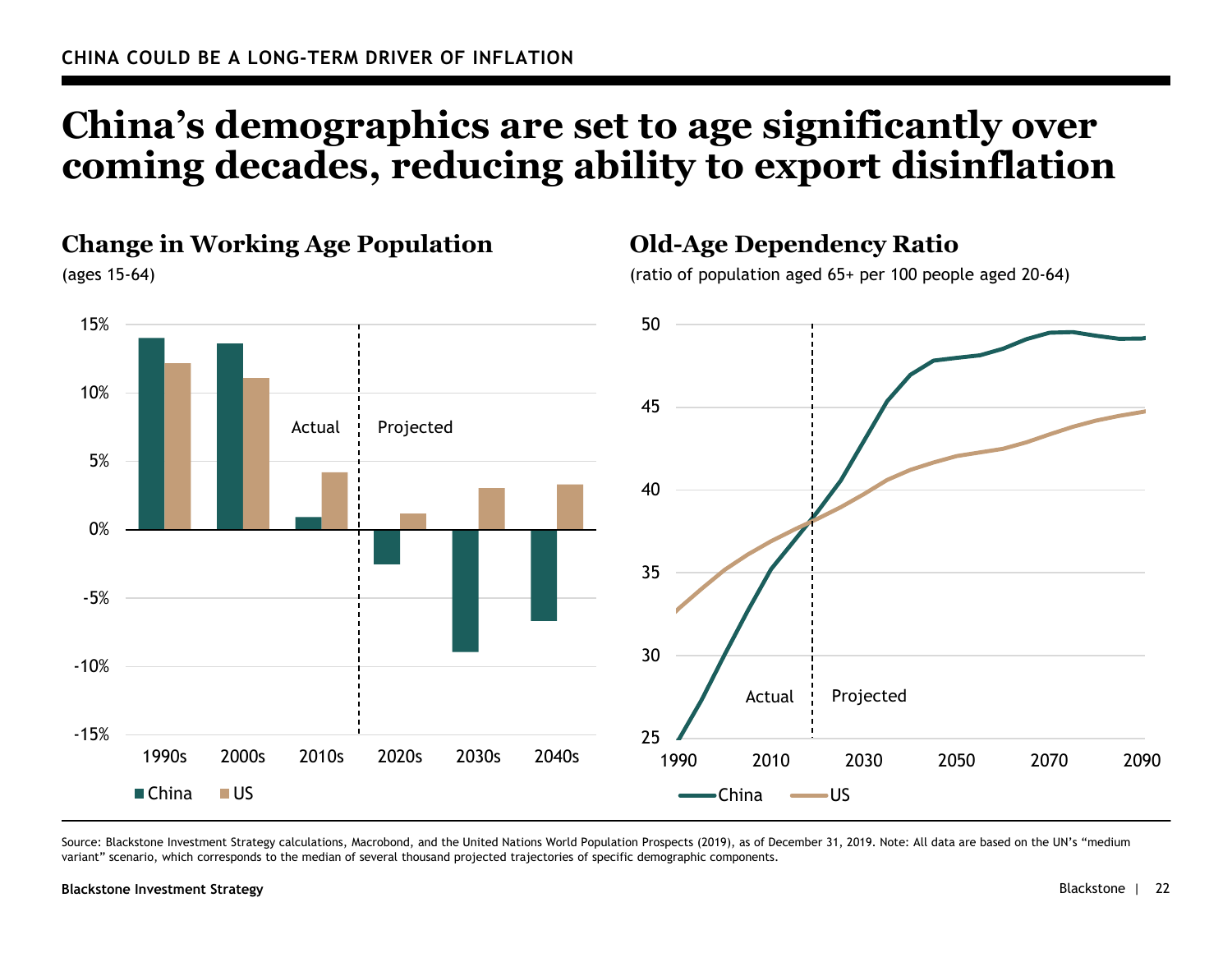CHINA COULD BE A LONG-TERM DRIVER OF INFLATION

# China's demographics are set to age significantly over coming decades, reducing ability to export disinflation

## Change in Working Age Population

(ages 15-64)

## Old-Age Dependency Ratio

(ratio of population aged 65+ per 100 people aged 20-64)

Source: Blackstone Investment Strategy calculations, Macrobond, and the United Nations World Population Prospects (2019), as of December 31, 2019. Note: All data are based on the UN's "medium variant" scenario, which corresponds to the median of several thousand projected trajectories of specific demographic components.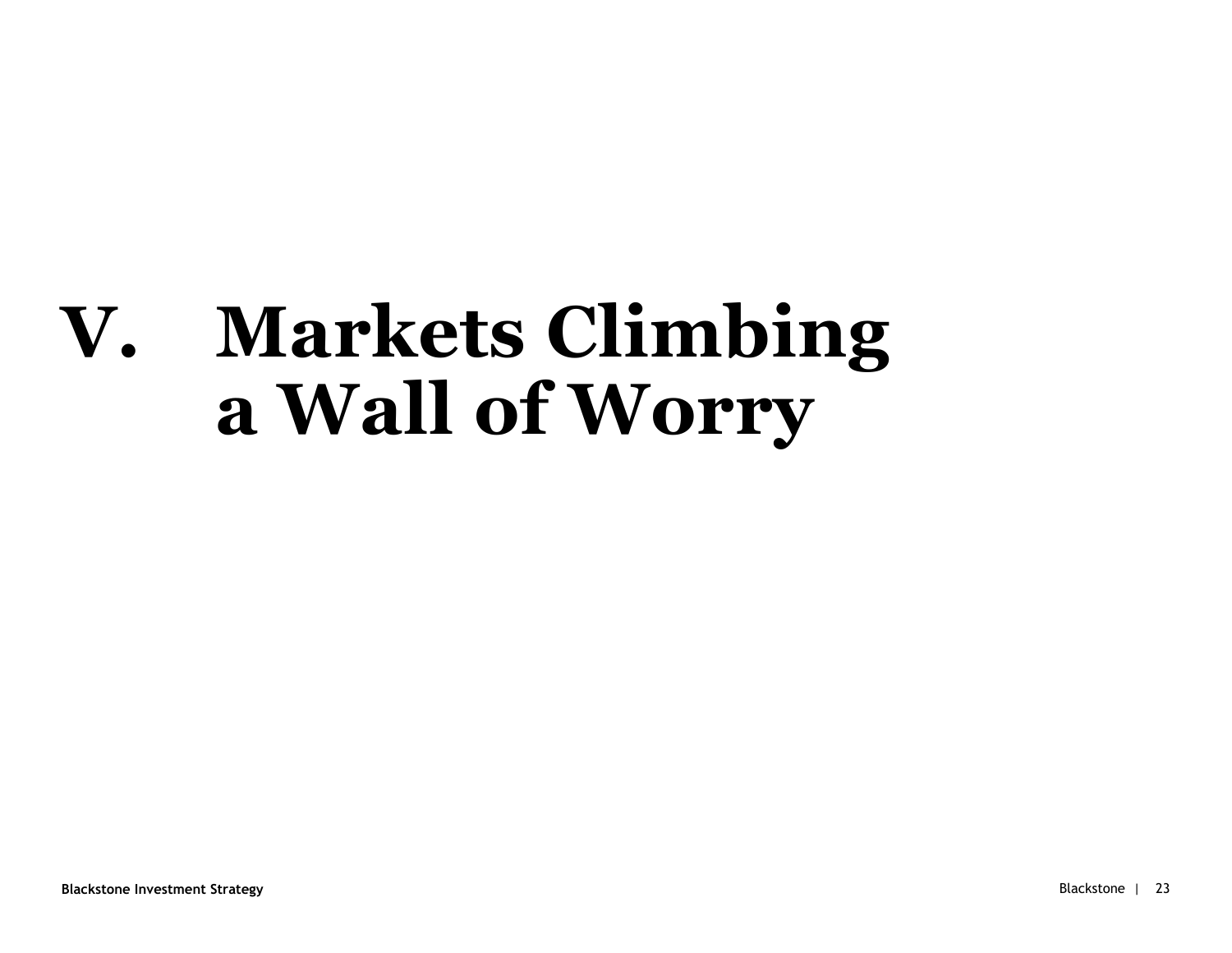# V. Markets Climbing a Wall of Worry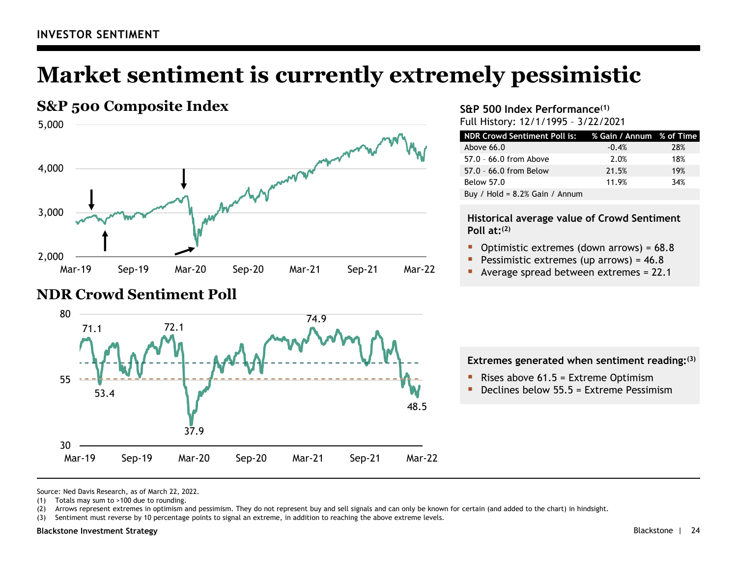# Market sentiment is currently extremely pessimistic

## S&P 500 Composite Index

## NDR Crowd Sentiment Poll

### S&P 500 Index Performance[1]

Full History: 12/1/1995 – 3/22/2021

| NDR Crowd Sentiment Poll is: | % Gain / Annum | % of Time |
|---|---|---|
| Above 66.0 | -0.4% | 28% |
| 57.0 – 66.0 from Above | 2.0% | 18% |
| 57.0 – 66.0 from Below | 21.5% | 19% |
| Below 57.0 | 11.9% | 34% |
| Buy / Hold = 8.2% Gain / Annum | | |

**Historical average value of Crowd Sentiment Poll at:[2]**

- Optimistic extremes (down arrows) = 68.8
- Pessimistic extremes (up arrows) = 46.8
- Average spread between extremes = 22.1

**Extremes generated when sentiment reading:[3]**

- Rises above 61.5 = Extreme Optimism
- Declines below 55.5 = Extreme Pessimism

Source: Ned Davis Research, as of March 22, 2022.

(1) Totals may sum to >100 due to rounding.

(2) Arrows represent extremes in optimism and pessimism. They do not represent buy and sell signals and can only be known for certain (and added to the chart) in hindsight.

(3) Sentiment must reverse by 10 percentage points to signal an extreme, in addition to reaching the above extreme levels.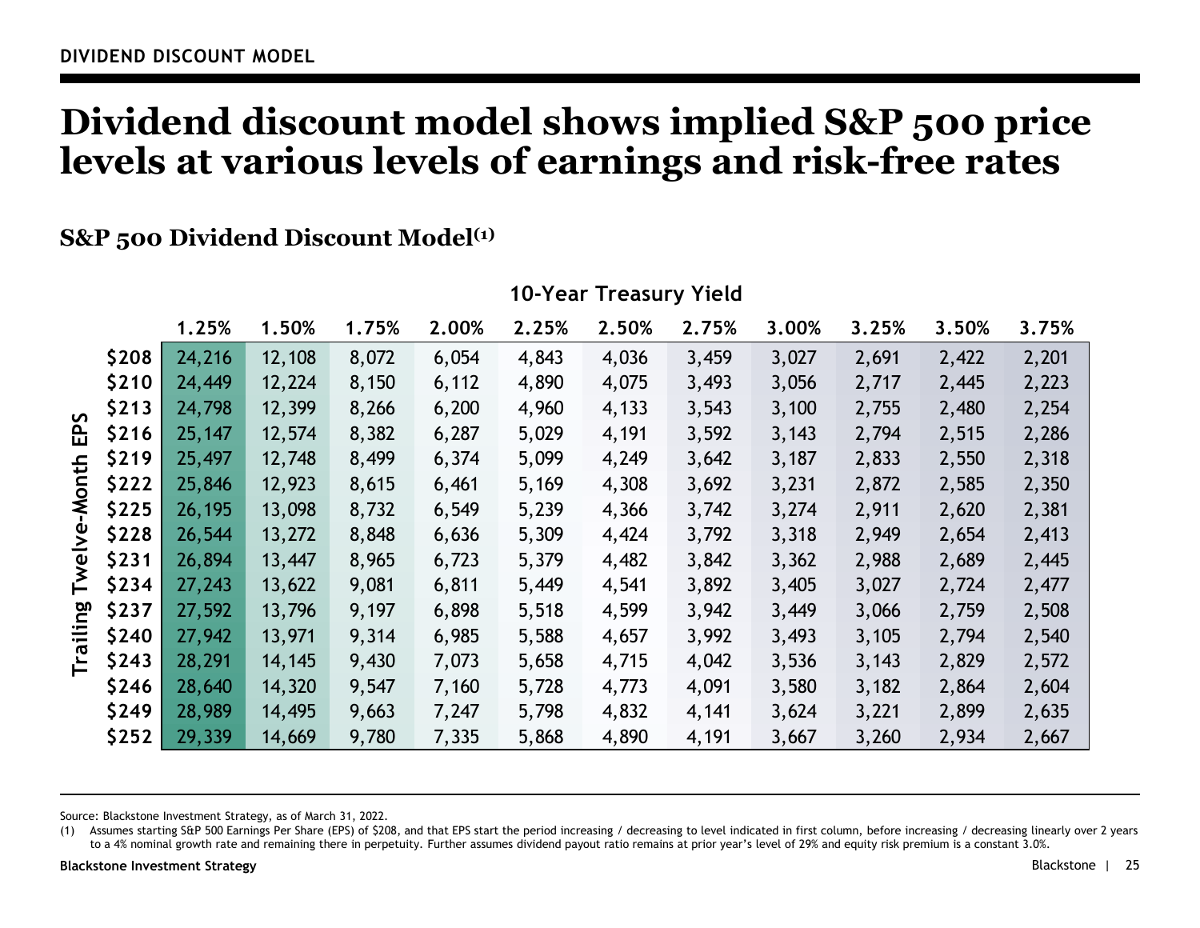DIVIDEND DISCOUNT MODEL

# Dividend discount model shows implied S&P 500 price levels at various levels of earnings and risk-free rates

## S&P 500 Dividend Discount Model(1)

| Trailing Twelve-Month EPS | 10-Year Treasury Yield | | | | | | | | | | |
|---|---|---|---|---|---|---|---|---|---|---|---|
| | 1.25% | 1.50% | 1.75% | 2.00% | 2.25% | 2.50% | 2.75% | 3.00% | 3.25% | 3.50% | 3.75% |
| $208 | 24,216 | 12,108 | 8,072 | 6,054 | 4,843 | 4,036 | 3,459 | 3,027 | 2,691 | 2,422 | 2,201 |
| $210 | 24,449 | 12,224 | 8,150 | 6,112 | 4,890 | 4,075 | 3,493 | 3,056 | 2,717 | 2,445 | 2,223 |
| $213 | 24,798 | 12,399 | 8,266 | 6,200 | 4,960 | 4,133 | 3,543 | 3,100 | 2,755 | 2,480 | 2,254 |
| $216 | 25,147 | 12,574 | 8,382 | 6,287 | 5,029 | 4,191 | 3,592 | 3,143 | 2,794 | 2,515 | 2,286 |
| $219 | 25,497 | 12,748 | 8,499 | 6,374 | 5,099 | 4,249 | 3,642 | 3,187 | 2,833 | 2,550 | 2,318 |
| $222 | 25,846 | 12,923 | 8,615 | 6,461 | 5,169 | 4,308 | 3,692 | 3,231 | 2,872 | 2,585 | 2,350 |
| $225 | 26,195 | 13,098 | 8,732 | 6,549 | 5,239 | 4,366 | 3,742 | 3,274 | 2,911 | 2,620 | 2,381 |
| $228 | 26,544 | 13,272 | 8,848 | 6,636 | 5,309 | 4,424 | 3,792 | 3,318 | 2,949 | 2,654 | 2,413 |
| $231 | 26,894 | 13,447 | 8,965 | 6,723 | 5,379 | 4,482 | 3,842 | 3,362 | 2,988 | 2,689 | 2,445 |
| $234 | 27,243 | 13,622 | 9,081 | 6,811 | 5,449 | 4,541 | 3,892 | 3,405 | 3,027 | 2,724 | 2,477 |
| $237 | 27,592 | 13,796 | 9,197 | 6,898 | 5,518 | 4,599 | 3,942 | 3,449 | 3,066 | 2,759 | 2,508 |
| $240 | 27,942 | 13,971 | 9,314 | 6,985 | 5,588 | 4,657 | 3,992 | 3,493 | 3,105 | 2,794 | 2,540 |
| $243 | 28,291 | 14,145 | 9,430 | 7,073 | 5,658 | 4,715 | 4,042 | 3,536 | 3,143 | 2,829 | 2,572 |
| $246 | 28,640 | 14,320 | 9,547 | 7,160 | 5,728 | 4,773 | 4,091 | 3,580 | 3,182 | 2,864 | 2,604 |
| $249 | 28,989 | 14,495 | 9,663 | 7,247 | 5,798 | 4,832 | 4,141 | 3,624 | 3,221 | 2,899 | 2,635 |
| $252 | 29,339 | 14,669 | 9,780 | 7,335 | 5,868 | 4,890 | 4,191 | 3,667 | 3,260 | 2,934 | 2,667 |

Source: Blackstone Investment Strategy, as of March 31, 2022.

(1) Assumes starting S&P 500 Earnings Per Share (EPS) of $208, and that EPS start the period increasing / decreasing to level indicated in first column, before increasing / decreasing linearly over 2 years to a 4% nominal growth rate and remaining there in perpetuity. Further assumes dividend payout ratio remains at prior year's level of 29% and equity risk premium is a constant 3.0%.

Blackstone Investment Strategy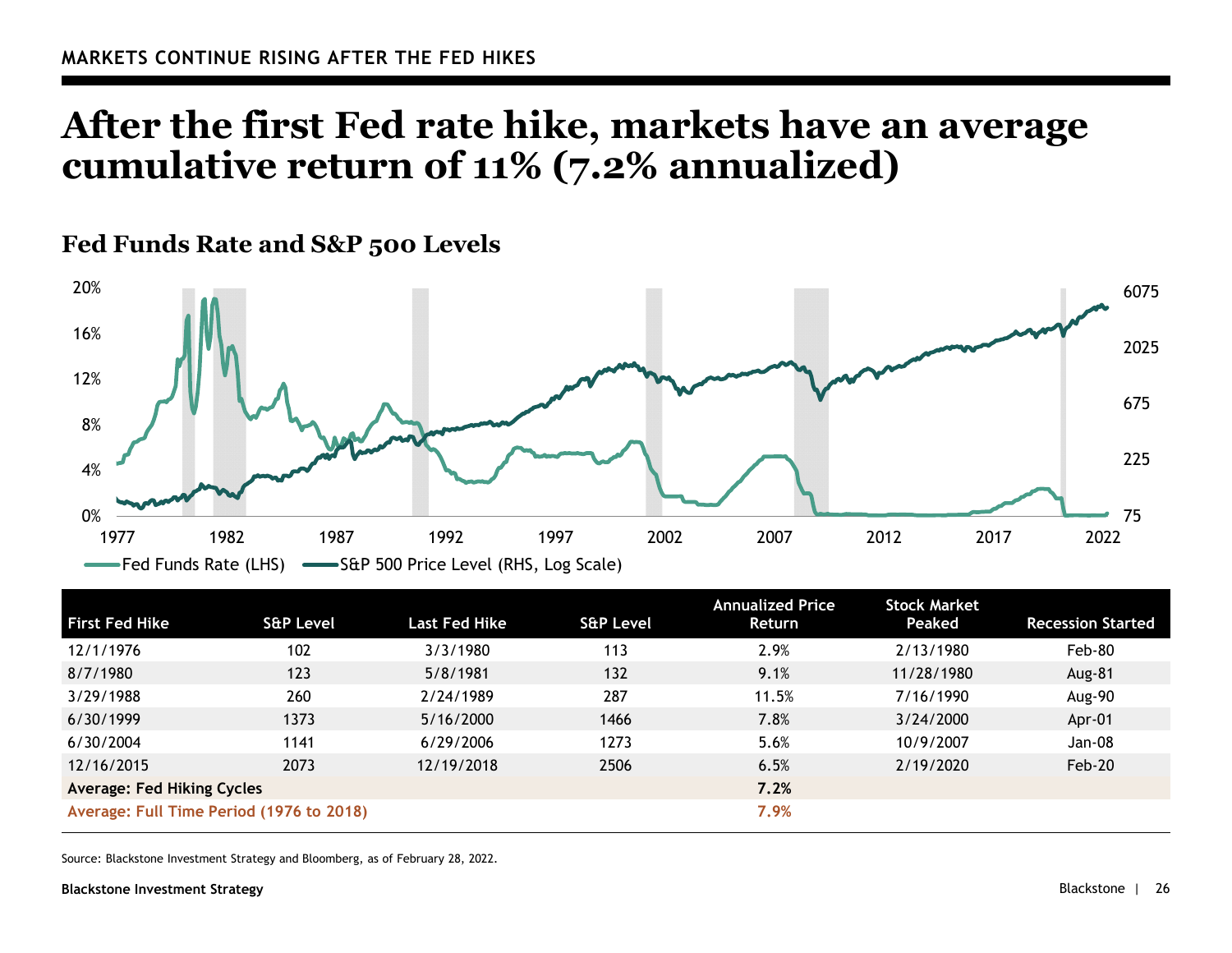MARKETS CONTINUE RISING AFTER THE FED HIKES

# After the first Fed rate hike, markets have an average cumulative return of 11% (7.2% annualized)

## Fed Funds Rate and S&P 500 Levels

| First Fed Hike | S&P Level | Last Fed Hike | S&P Level | Annualized Price Return | Stock Market Peaked | Recession Started |
|---|---|---|---|---|---|---|
| 12/1/1976 | 102 | 3/3/1980 | 113 | 2.9% | 2/13/1980 | Feb-80 |
| 8/7/1980 | 123 | 5/8/1981 | 132 | 9.1% | 11/28/1980 | Aug-81 |
| 3/29/1988 | 260 | 2/24/1989 | 287 | 11.5% | 7/16/1990 | Aug-90 |
| 6/30/1999 | 1373 | 5/16/2000 | 1466 | 7.8% | 3/24/2000 | Apr-01 |
| 6/30/2004 | 1141 | 6/29/2006 | 1273 | 5.6% | 10/9/2007 | Jan-08 |
| 12/16/2015 | 2073 | 12/19/2018 | 2506 | 6.5% | 2/19/2020 | Feb-20 |
| **Average: Fed Hiking Cycles** | | | | **7.2%** | | |
| **Average: Full Time Period (1976 to 2018)** | | | | **7.9%** | | |

Source: Blackstone Investment Strategy and Bloomberg, as of February 28, 2022.

Blackstone Investment Strategy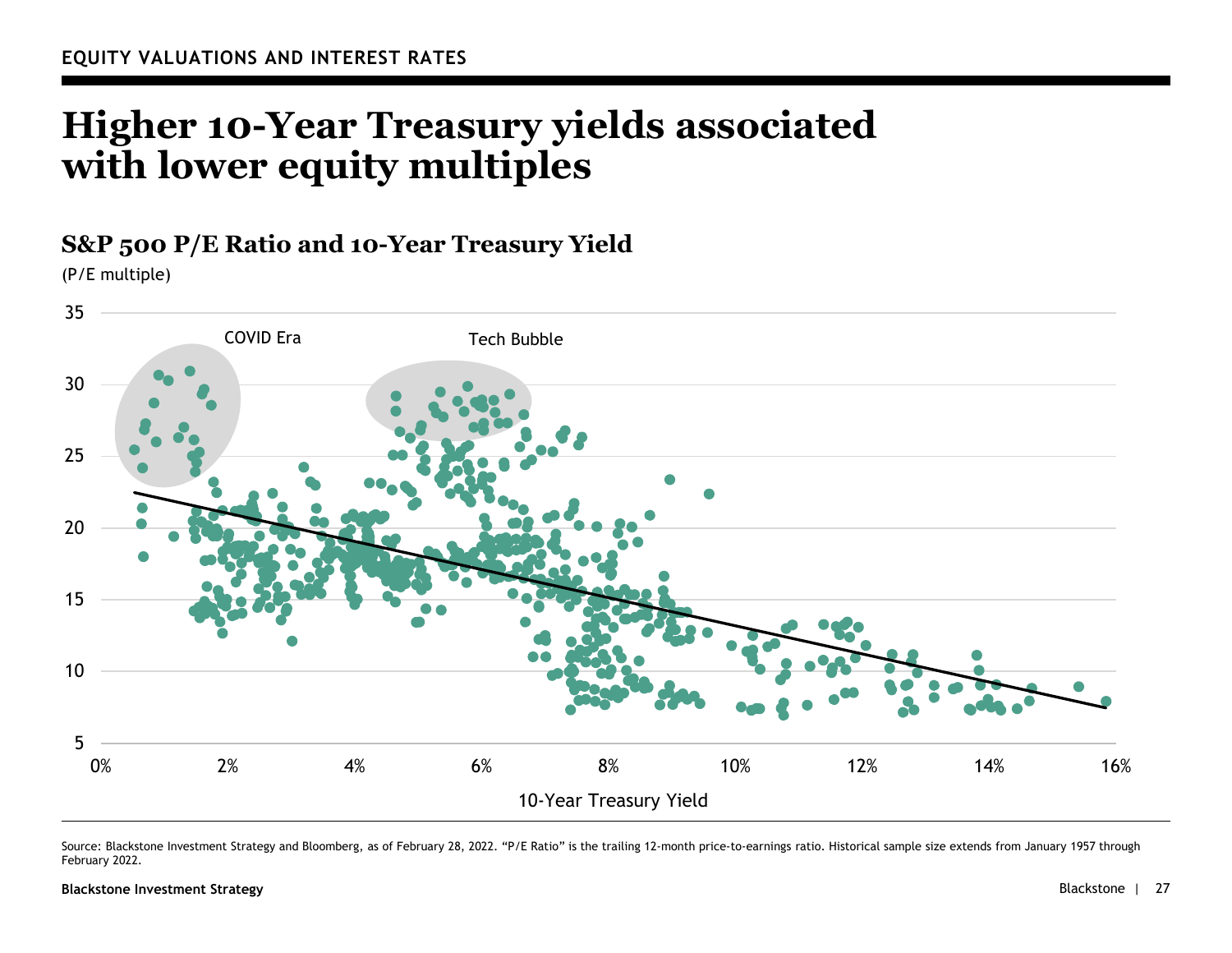EQUITY VALUATIONS AND INTEREST RATES

# Higher 10-Year Treasury yields associated with lower equity multiples

## S&P 500 P/E Ratio and 10-Year Treasury Yield

(P/E multiple)

Source: Blackstone Investment Strategy and Bloomberg, as of February 28, 2022. "P/E Ratio" is the trailing 12-month price-to-earnings ratio. Historical sample size extends from January 1957 through February 2022.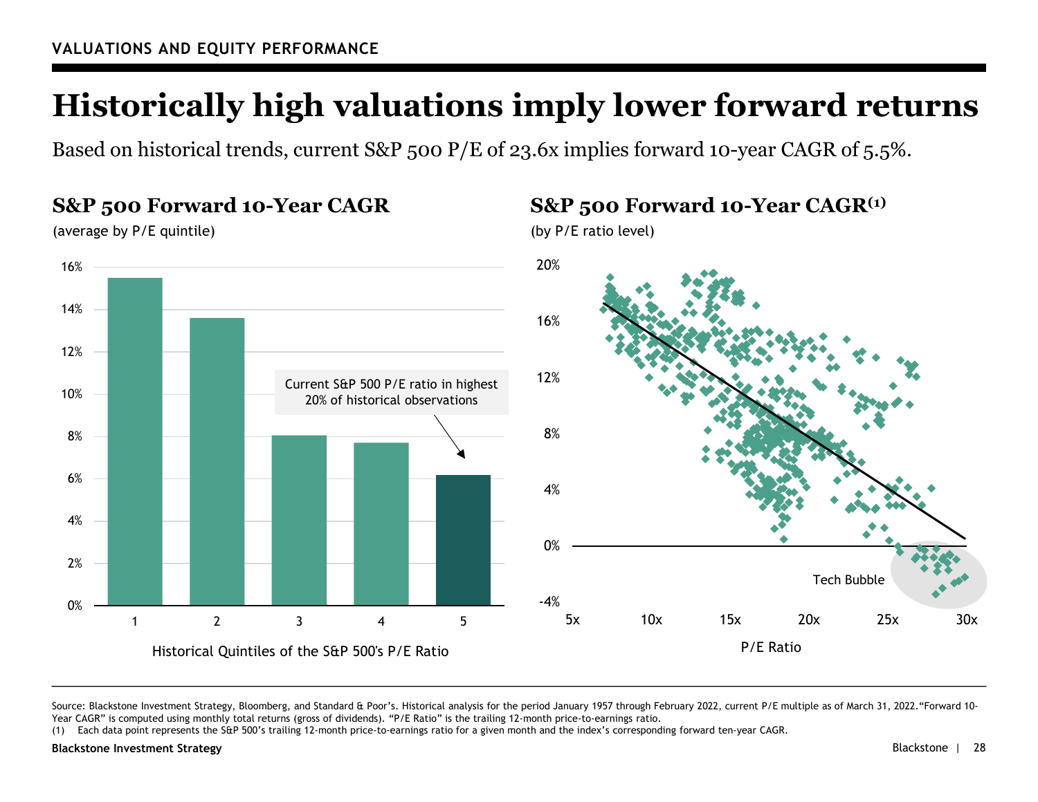VALUATIONS AND EQUITY PERFORMANCE

# Historically high valuations imply lower forward returns

Based on historical trends, current S&P 500 P/E of 23.6x implies forward 10-year CAGR of 5.5%.

## S&P 500 Forward 10-Year CAGR

(average by P/E quintile)

Current S&P 500 P/E ratio in highest 20% of historical observations

Historical Quintiles of the S&P 500's P/E Ratio

## S&P 500 Forward 10-Year CAGR[1]

(by P/E ratio level)

Tech Bubble

P/E Ratio

Source: Blackstone Investment Strategy, Bloomberg, and Standard & Poor's. Historical analysis for the period January 1957 through February 2022, current P/E multiple as of March 31, 2022. "Forward 10-Year CAGR" is computed using monthly total returns (gross of dividends). "P/E Ratio" is the trailing 12-month price-to-earnings ratio.

(1) Each data point represents the S&P 500's trailing 12-month price-to-earnings ratio for a given month and the index's corresponding forward ten-year CAGR.

Blackstone Investment Strategy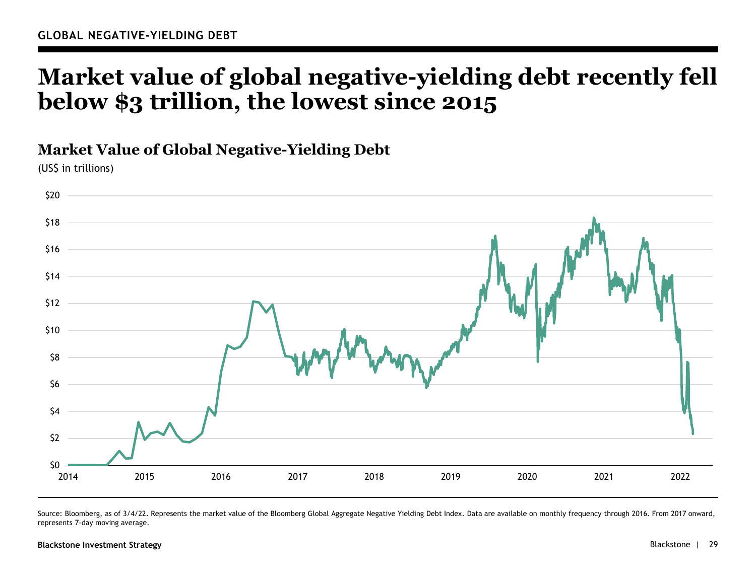GLOBAL NEGATIVE-YIELDING DEBT

# Market value of global negative-yielding debt recently fell below $3 trillion, the lowest since 2015

## Market Value of Global Negative-Yielding Debt

(US$ in trillions)

Source: Bloomberg, as of 3/4/22. Represents the market value of the Bloomberg Global Aggregate Negative Yielding Debt Index. Data are available on monthly frequency through 2016. From 2017 onward, represents 7-day moving average.

Blackstone Investment Strategy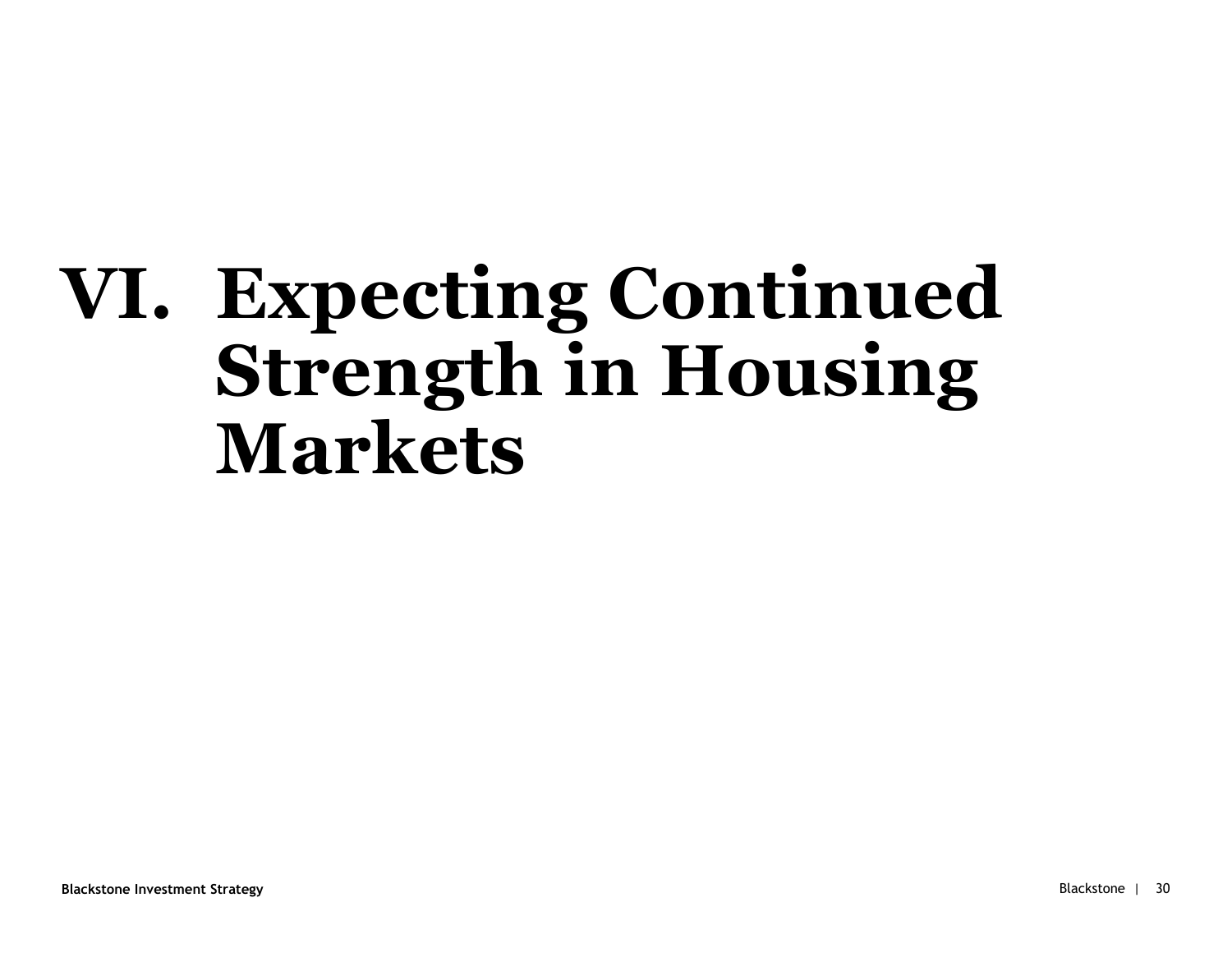# VI. Expecting Continued Strength in Housing Markets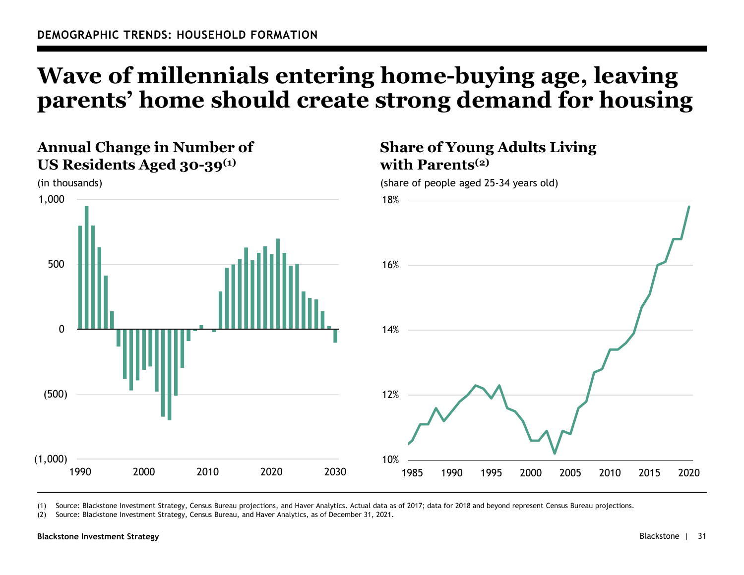DEMOGRAPHIC TRENDS: HOUSEHOLD FORMATION

# Wave of millennials entering home-buying age, leaving parents' home should create strong demand for housing

## Annual Change in Number of US Residents Aged 30-39[(1)]

(in thousands)

## Share of Young Adults Living with Parents[(2)]

(share of people aged 25-34 years old)

(1) Source: Blackstone Investment Strategy, Census Bureau projections, and Haver Analytics. Actual data as of 2017; data for 2018 and beyond represent Census Bureau projections.

(2) Source: Blackstone Investment Strategy, Census Bureau, and Haver Analytics, as of December 31, 2021.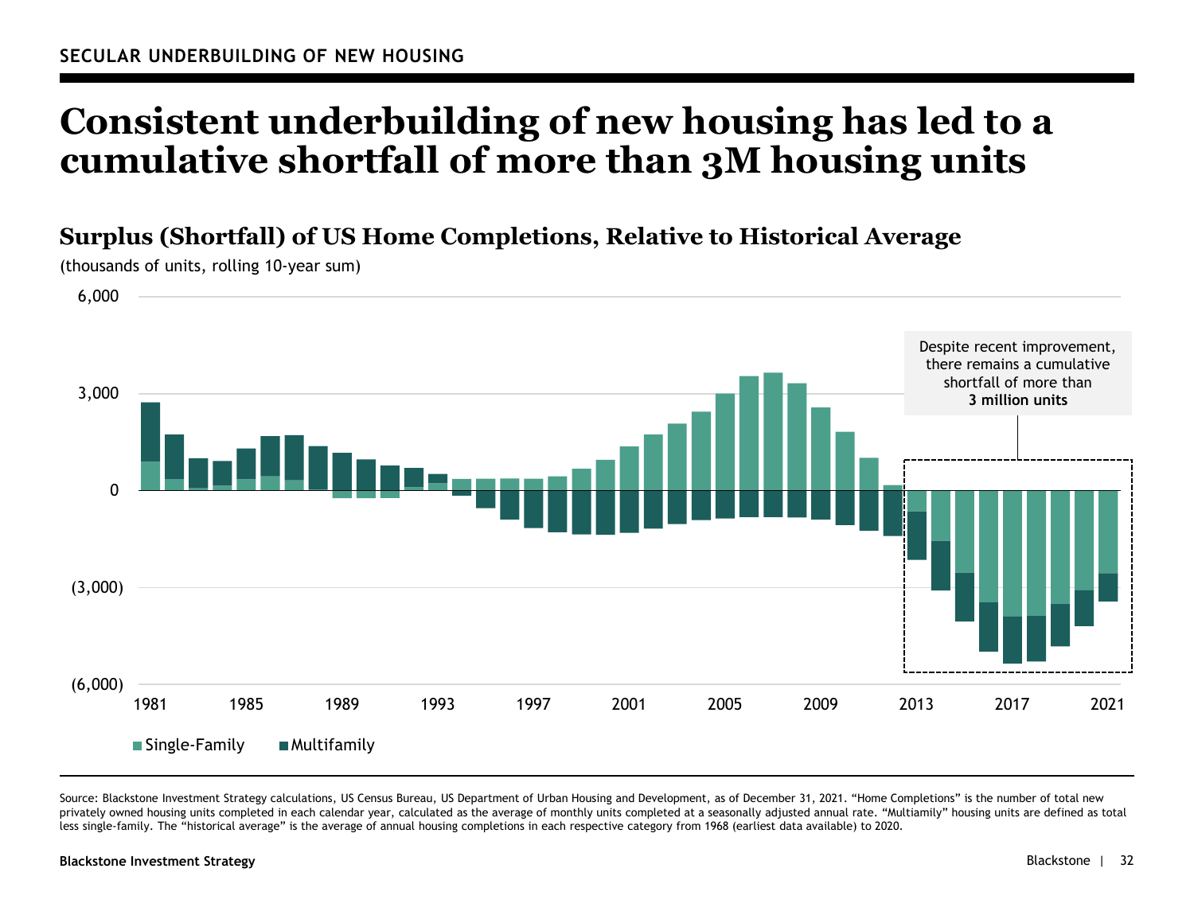SECULAR UNDERBUILDING OF NEW HOUSING

# Consistent underbuilding of new housing has led to a cumulative shortfall of more than 3M housing units

## Surplus (Shortfall) of US Home Completions, Relative to Historical Average

(thousands of units, rolling 10-year sum)

6,000

3,000

0

(3,000)

(6,000)

1981 1985 1989 1993 1997 2001 2005 2009 2013 2017 2021

Despite recent improvement, there remains a cumulative shortfall of more than **3 million units**

Single-Family ■ Multifamily

Source: Blackstone Investment Strategy calculations, US Census Bureau, US Department of Urban Housing and Development, as of December 31, 2021. "Home Completions" is the number of total new privately owned housing units completed in each calendar year, calculated as the average of monthly units completed at a seasonally adjusted annual rate. "Multiamily" housing units are defined as total less single-family. The "historical average" is the average of annual housing completions in each respective category from 1968 (earliest data available) to 2020.

**Blackstone Investment Strategy**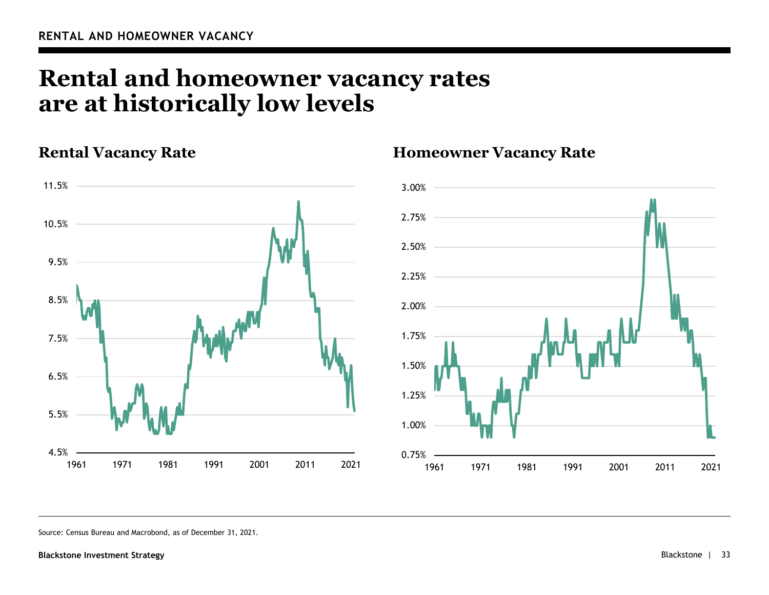RENTAL AND HOMEOWNER VACANCY

# Rental and homeowner vacancy rates are at historically low levels

## Rental Vacancy Rate

## Homeowner Vacancy Rate

Source: Census Bureau and Macrobond, as of December 31, 2021.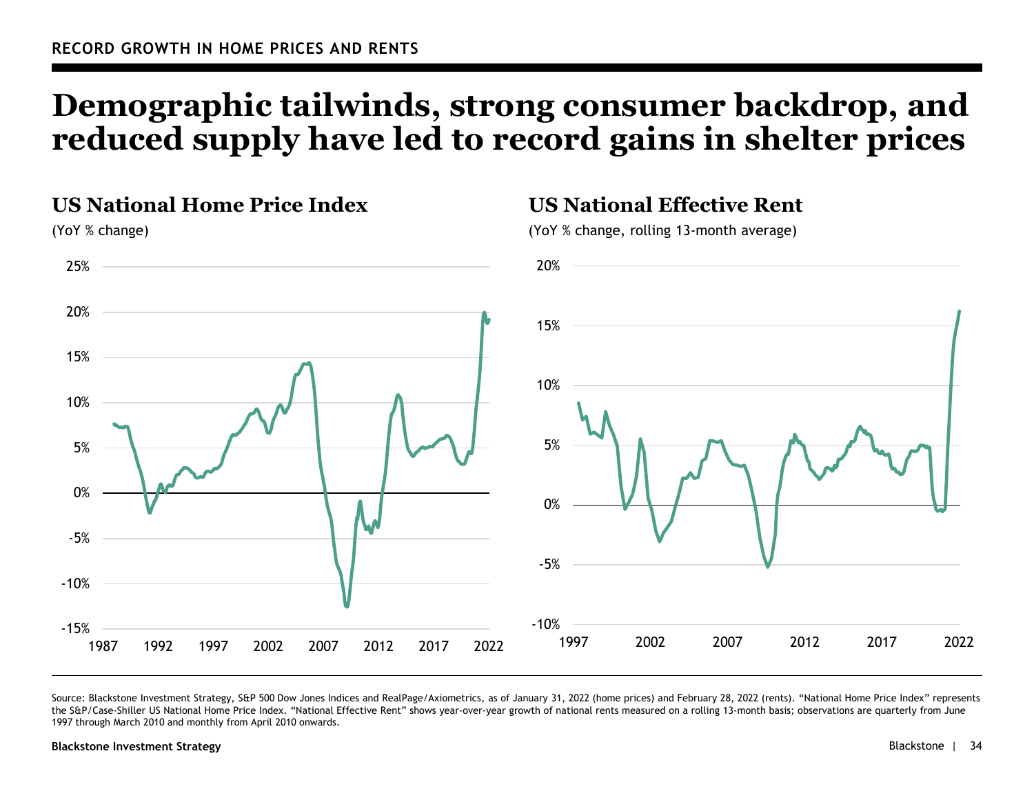RECORD GROWTH IN HOME PRICES AND RENTS

# Demographic tailwinds, strong consumer backdrop, and reduced supply have led to record gains in shelter prices

## US National Home Price Index

(YoY % change)

## US National Effective Rent

(YoY % change, rolling 13-month average)

Source: Blackstone Investment Strategy, S&P 500 Dow Jones Indices and RealPage/Axiometrics, as of January 31, 2022 (home prices) and February 28, 2022 (rents). "National Home Price Index" represents the S&P/Case-Shiller US National Home Price Index. "National Effective Rent" shows year-over-year growth of national rents measured on a rolling 13-month basis; observations are quarterly from June 1997 through March 2010 and monthly from April 2010 onwards.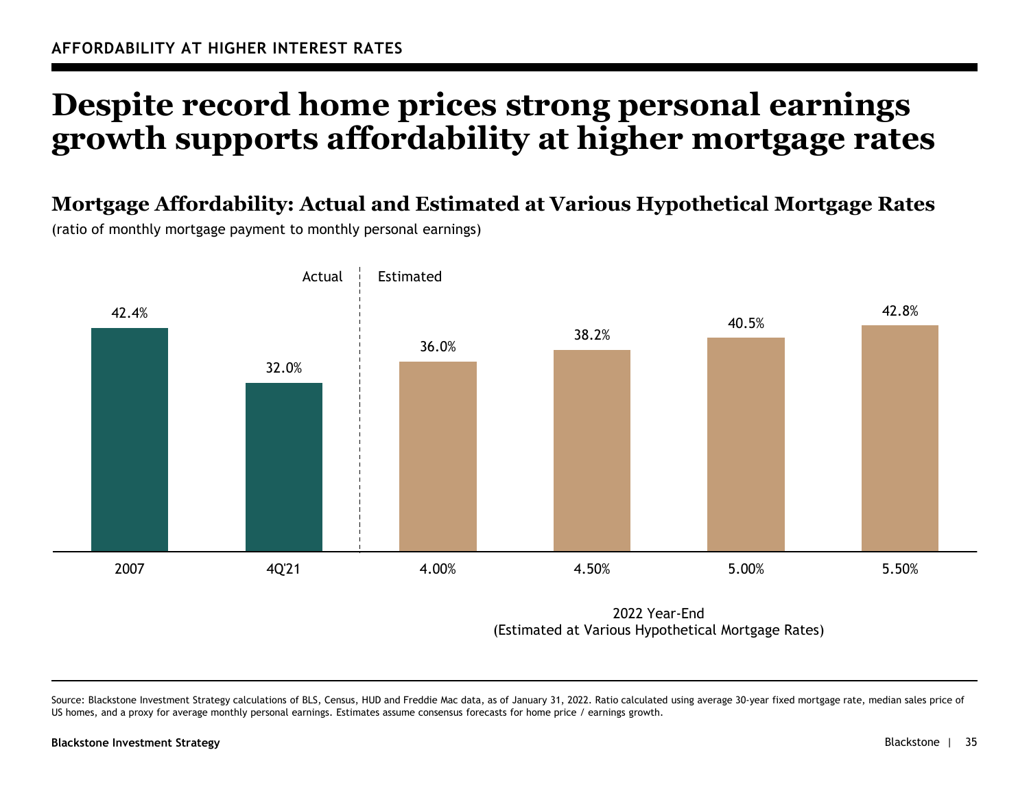AFFORDABILITY AT HIGHER INTEREST RATES

# Despite record home prices strong personal earnings growth supports affordability at higher mortgage rates

## Mortgage Affordability: Actual and Estimated at Various Hypothetical Mortgage Rates

(ratio of monthly mortgage payment to monthly personal earnings)

| | Actual | | Estimated | | | |
|---|---|---|---|---|---|---|
| | 2007 | 4Q'21 | 4.00% | 4.50% | 5.00% | 5.50% |
| Ratio | 42.4% | 32.0% | 36.0% | 38.2% | 40.5% | 42.8% |

2022 Year-End
(Estimated at Various Hypothetical Mortgage Rates)

Source: Blackstone Investment Strategy calculations of BLS, Census, HUD and Freddie Mac data, as of January 31, 2022. Ratio calculated using average 30-year fixed mortgage rate, median sales price of US homes, and a proxy for average monthly personal earnings. Estimates assume consensus forecasts for home price / earnings growth.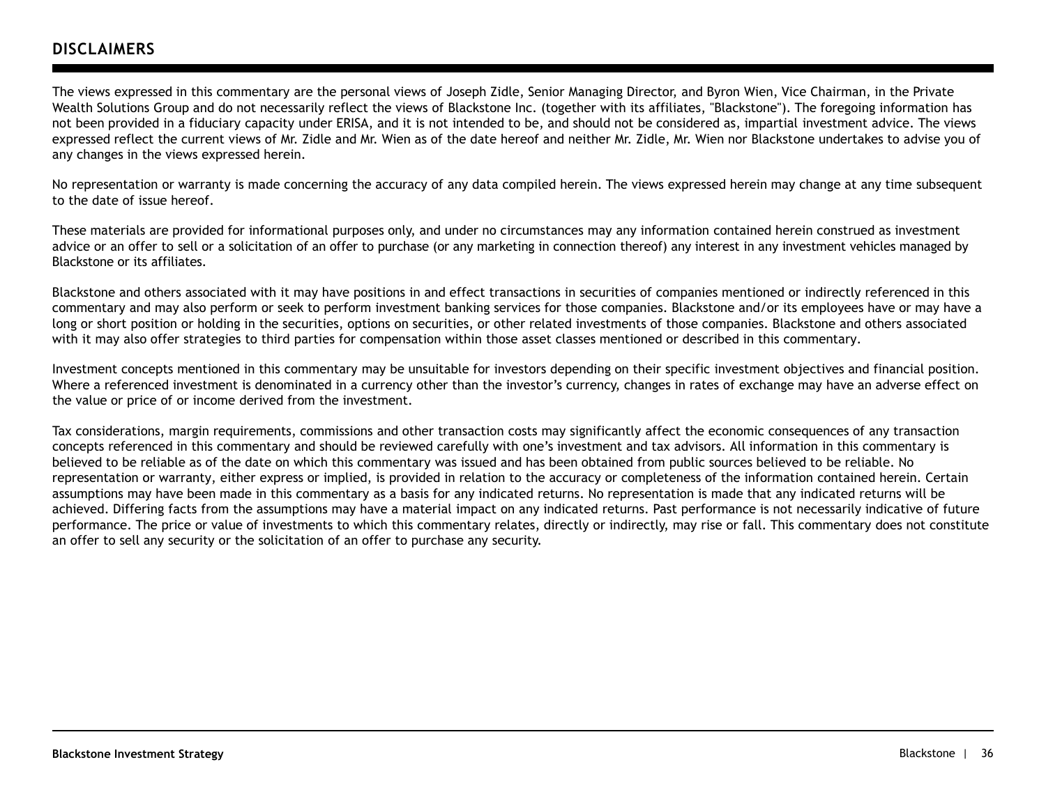## DISCLAIMERS

The views expressed in this commentary are the personal views of Joseph Zidle, Senior Managing Director, and Byron Wien, Vice Chairman, in the Private Wealth Solutions Group and do not necessarily reflect the views of Blackstone Inc. (together with its affiliates, "Blackstone"). The foregoing information has not been provided in a fiduciary capacity under ERISA, and it is not intended to be, and should not be considered as, impartial investment advice. The views expressed reflect the current views of Mr. Zidle and Mr. Wien as of the date hereof and neither Mr. Zidle, Mr. Wien nor Blackstone undertakes to advise you of any changes in the views expressed herein.

No representation or warranty is made concerning the accuracy of any data compiled herein. The views expressed herein may change at any time subsequent to the date of issue hereof.

These materials are provided for informational purposes only, and under no circumstances may any information contained herein construed as investment advice or an offer to sell or a solicitation of an offer to purchase (or any marketing in connection thereof) any interest in any investment vehicles managed by Blackstone or its affiliates.

Blackstone and others associated with it may have positions in and effect transactions in securities of companies mentioned or indirectly referenced in this commentary and may also perform or seek to perform investment banking services for those companies. Blackstone and/or its employees have or may have a long or short position or holding in the securities, options on securities, or other related investments of those companies. Blackstone and others associated with it may also offer strategies to third parties for compensation within those asset classes mentioned or described in this commentary.

Investment concepts mentioned in this commentary may be unsuitable for investors depending on their specific investment objectives and financial position. Where a referenced investment is denominated in a currency other than the investor's currency, changes in rates of exchange may have an adverse effect on the value or price of or income derived from the investment.

Tax considerations, margin requirements, commissions and other transaction costs may significantly affect the economic consequences of any transaction concepts referenced in this commentary and should be reviewed carefully with one's investment and tax advisors. All information in this commentary is believed to be reliable as of the date on which this commentary was issued and has been obtained from public sources believed to be reliable. No representation or warranty, either express or implied, is provided in relation to the accuracy or completeness of the information contained herein. Certain assumptions may have been made in this commentary as a basis for any indicated returns. No representation is made that any indicated returns will be achieved. Differing facts from the assumptions may have a material impact on any indicated returns. Past performance is not necessarily indicative of future performance. The price or value of investments to which this commentary relates, directly or indirectly, may rise or fall. This commentary does not constitute an offer to sell any security or the solicitation of an offer to purchase any security.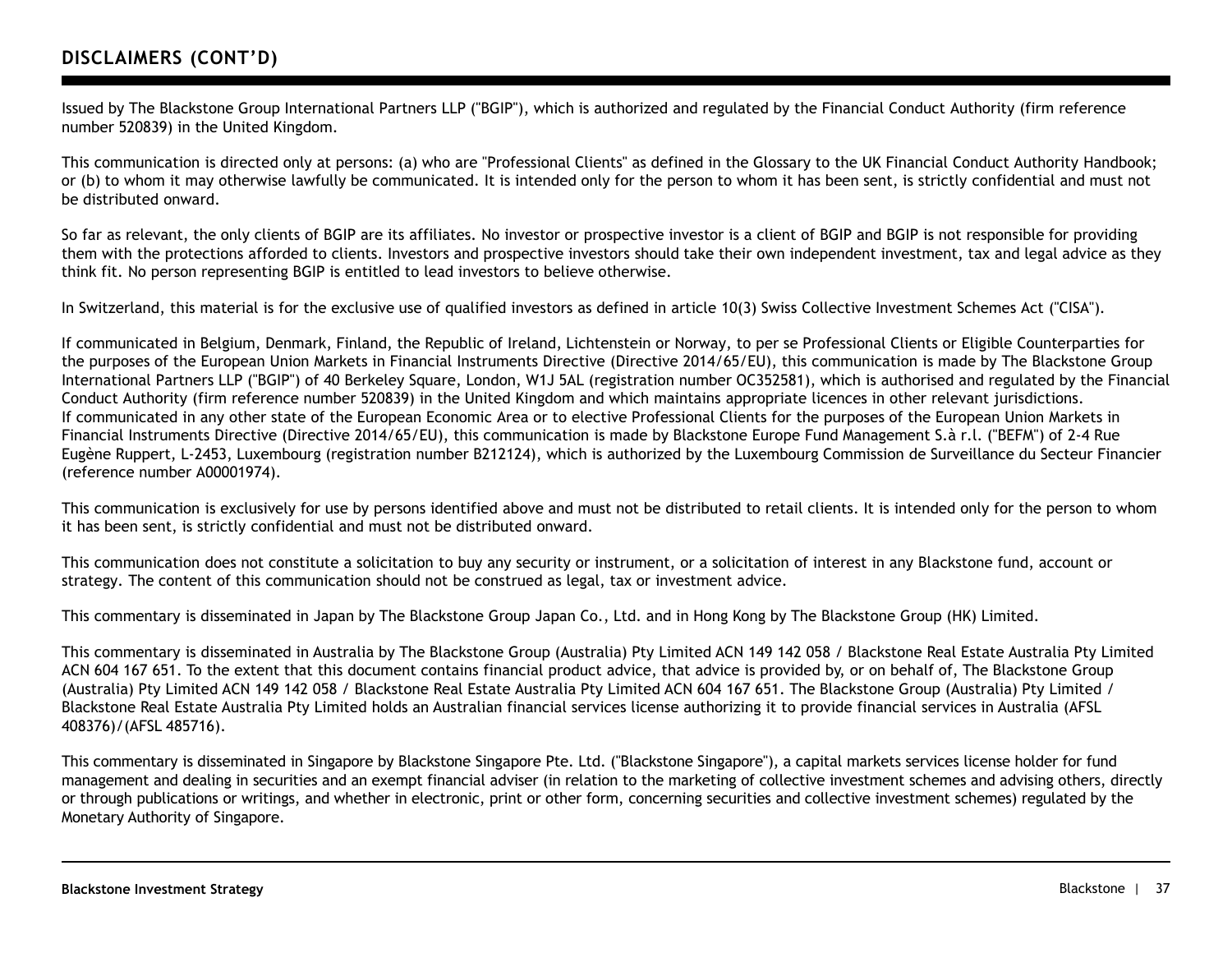## DISCLAIMERS (CONT'D)

Issued by The Blackstone Group International Partners LLP ("BGIP"), which is authorized and regulated by the Financial Conduct Authority (firm reference number 520839) in the United Kingdom.

This communication is directed only at persons: (a) who are "Professional Clients" as defined in the Glossary to the UK Financial Conduct Authority Handbook; or (b) to whom it may otherwise lawfully be communicated. It is intended only for the person to whom it has been sent, is strictly confidential and must not be distributed onward.

So far as relevant, the only clients of BGIP are its affiliates. No investor or prospective investor is a client of BGIP and BGIP is not responsible for providing them with the protections afforded to clients. Investors and prospective investors should take their own independent investment, tax and legal advice as they think fit. No person representing BGIP is entitled to lead investors to believe otherwise.

In Switzerland, this material is for the exclusive use of qualified investors as defined in article 10(3) Swiss Collective Investment Schemes Act ("CISA").

If communicated in Belgium, Denmark, Finland, the Republic of Ireland, Lichtenstein or Norway, to per se Professional Clients or Eligible Counterparties for the purposes of the European Union Markets in Financial Instruments Directive (Directive 2014/65/EU), this communication is made by The Blackstone Group International Partners LLP ("BGIP") of 40 Berkeley Square, London, W1J 5AL (registration number OC352581), which is authorised and regulated by the Financial Conduct Authority (firm reference number 520839) in the United Kingdom and which maintains appropriate licences in other relevant jurisdictions. If communicated in any other state of the European Economic Area or to elective Professional Clients for the purposes of the European Union Markets in Financial Instruments Directive (Directive 2014/65/EU), this communication is made by Blackstone Europe Fund Management S.à r.l. ("BEFM") of 2-4 Rue Eugène Ruppert, L-2453, Luxembourg (registration number B212124), which is authorized by the Luxembourg Commission de Surveillance du Secteur Financier (reference number A00001974).

This communication is exclusively for use by persons identified above and must not be distributed to retail clients. It is intended only for the person to whom it has been sent, is strictly confidential and must not be distributed onward.

This communication does not constitute a solicitation to buy any security or instrument, or a solicitation of interest in any Blackstone fund, account or strategy. The content of this communication should not be construed as legal, tax or investment advice.

This commentary is disseminated in Japan by The Blackstone Group Japan Co., Ltd. and in Hong Kong by The Blackstone Group (HK) Limited.

This commentary is disseminated in Australia by The Blackstone Group (Australia) Pty Limited ACN 149 142 058 / Blackstone Real Estate Australia Pty Limited ACN 604 167 651. To the extent that this document contains financial product advice, that advice is provided by, or on behalf of, The Blackstone Group (Australia) Pty Limited ACN 149 142 058 / Blackstone Real Estate Australia Pty Limited ACN 604 167 651. The Blackstone Group (Australia) Pty Limited / Blackstone Real Estate Australia Pty Limited holds an Australian financial services license authorizing it to provide financial services in Australia (AFSL 408376)/(AFSL 485716).

This commentary is disseminated in Singapore by Blackstone Singapore Pte. Ltd. ("Blackstone Singapore"), a capital markets services license holder for fund management and dealing in securities and an exempt financial adviser (in relation to the marketing of collective investment schemes and advising others, directly or through publications or writings, and whether in electronic, print or other form, concerning securities and collective investment schemes) regulated by the Monetary Authority of Singapore.